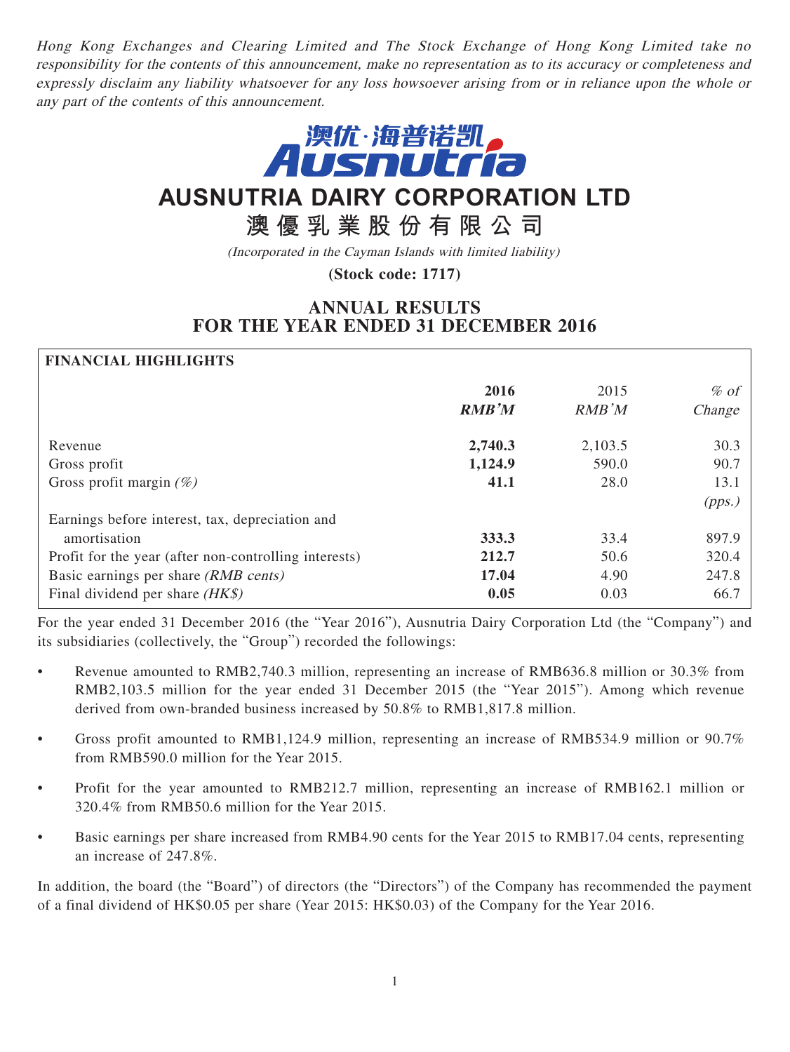*Hong Kong Exchanges and Clearing Limited and The Stock Exchange of Hong Kong Limited take no responsibility for the contents of this announcement, make no representation as to its accuracy or completeness and expressly disclaim any liability whatsoever for any loss howsoever arising from or in reliance upon the whole or any part of the contents of this announcement.*

# AUSNUTRIA DAIRY CORPORATION LTD

# 澳優乳業股份有限公司

*(Incorporated in the Cayman Islands with limited liability)*

**(Stock code: 1717)**

## ANNUAL RESULTS FOR THE YEAR ENDED 31 DECEMBER 2016

**FINANCIAL HIGHLIGHTS**

| | **2016 RMB'M** | 2015 RMB'M | % of Change |
|---|---|---|---|
| Revenue | **2,740.3** | 2,103.5 | 30.3 |
| Gross profit | **1,124.9** | 590.0 | 90.7 |
| Gross profit margin *(%)* | **41.1** | 28.0 | 13.1 *(pps.)* |
| Earnings before interest, tax, depreciation and amortisation | **333.3** | 33.4 | 897.9 |
| Profit for the year (after non-controlling interests) | **212.7** | 50.6 | 320.4 |
| Basic earnings per share *(RMB cents)* | **17.04** | 4.90 | 247.8 |
| Final dividend per share *(HK$)* | **0.05** | 0.03 | 66.7 |

For the year ended 31 December 2016 (the "Year 2016"), Ausnutria Dairy Corporation Ltd (the "Company") and its subsidiaries (collectively, the "Group") recorded the followings:

- Revenue amounted to RMB2,740.3 million, representing an increase of RMB636.8 million or 30.3% from RMB2,103.5 million for the year ended 31 December 2015 (the "Year 2015"). Among which revenue derived from own-branded business increased by 50.8% to RMB1,817.8 million.
- Gross profit amounted to RMB1,124.9 million, representing an increase of RMB534.9 million or 90.7% from RMB590.0 million for the Year 2015.
- Profit for the year amounted to RMB212.7 million, representing an increase of RMB162.1 million or 320.4% from RMB50.6 million for the Year 2015.
- Basic earnings per share increased from RMB4.90 cents for the Year 2015 to RMB17.04 cents, representing an increase of 247.8%.

In addition, the board (the "Board") of directors (the "Directors") of the Company has recommended the payment of a final dividend of HK$0.05 per share (Year 2015: HK$0.03) of the Company for the Year 2016.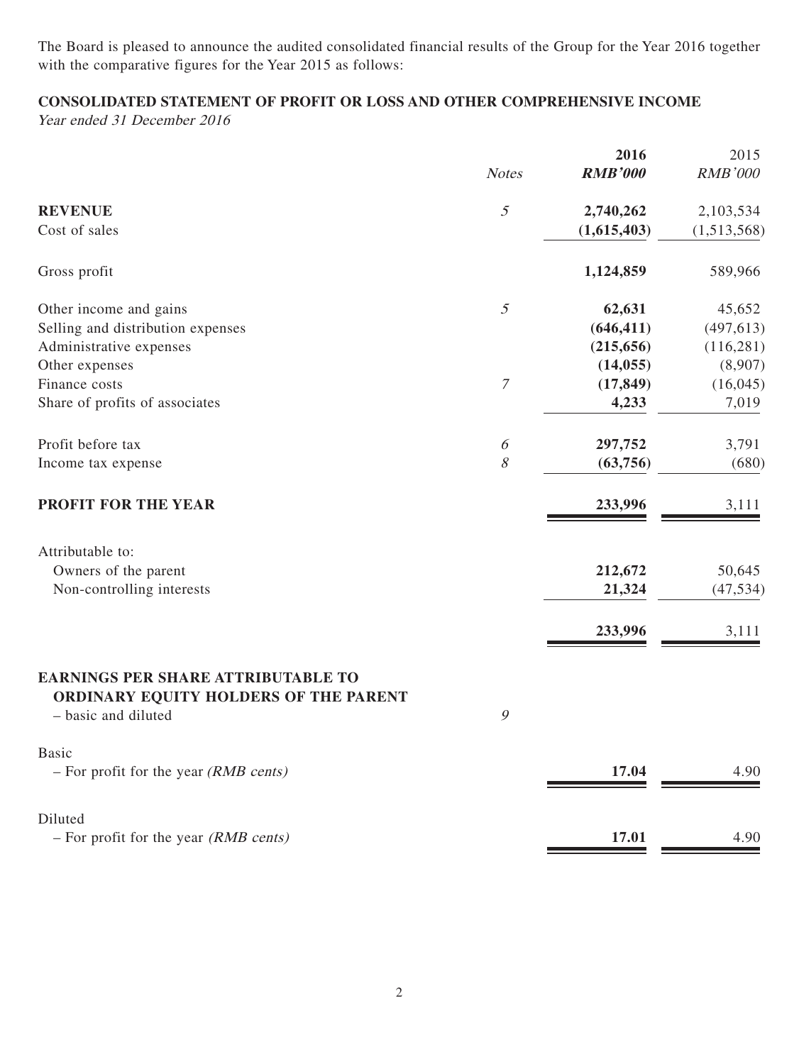The Board is pleased to announce the audited consolidated financial results of the Group for the Year 2016 together with the comparative figures for the Year 2015 as follows:

**CONSOLIDATED STATEMENT OF PROFIT OR LOSS AND OTHER COMPREHENSIVE INCOME**

*Year ended 31 December 2016*

| | *Notes* | **2016** *RMB'000* | 2015 *RMB'000* |
|---|---|---|---|
| **REVENUE** | 5 | **2,740,262** | 2,103,534 |
| Cost of sales | | **(1,615,403)** | (1,513,568) |
| Gross profit | | **1,124,859** | 589,966 |
| Other income and gains | 5 | **62,631** | 45,652 |
| Selling and distribution expenses | | **(646,411)** | (497,613) |
| Administrative expenses | | **(215,656)** | (116,281) |
| Other expenses | | **(14,055)** | (8,907) |
| Finance costs | 7 | **(17,849)** | (16,045) |
| Share of profits of associates | | **4,233** | 7,019 |
| Profit before tax | 6 | **297,752** | 3,791 |
| Income tax expense | 8 | **(63,756)** | (680) |
| **PROFIT FOR THE YEAR** | | **233,996** | 3,111 |
| Attributable to: | | | |
| Owners of the parent | | **212,672** | 50,645 |
| Non-controlling interests | | **21,324** | (47,534) |
| | | **233,996** | 3,111 |
| **EARNINGS PER SHARE ATTRIBUTABLE TO ORDINARY EQUITY HOLDERS OF THE PARENT** – basic and diluted | 9 | | |
| Basic | | | |
| – For profit for the year *(RMB cents)* | | **17.04** | 4.90 |
| Diluted | | | |
| – For profit for the year *(RMB cents)* | | **17.01** | 4.90 |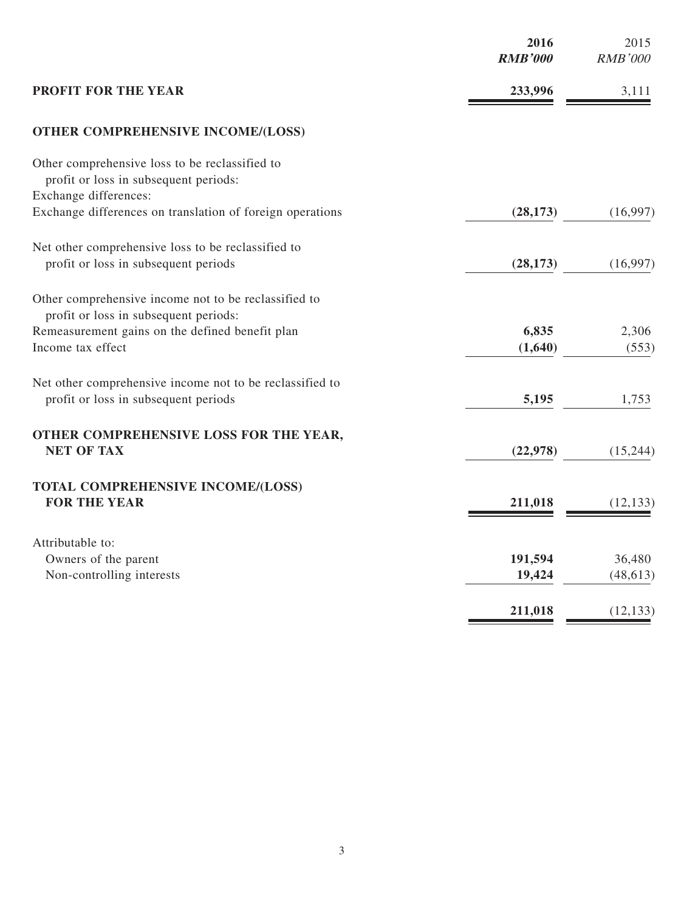| | 2016<br>*RMB'000* | 2015<br>*RMB'000* |
|---|---|---|
| **PROFIT FOR THE YEAR** | **233,996** | 3,111 |
| **OTHER COMPREHENSIVE INCOME/(LOSS)** | | |
| Other comprehensive loss to be reclassified to profit or loss in subsequent periods: | | |
| Exchange differences: | | |
| Exchange differences on translation of foreign operations | **(28,173)** | (16,997) |
| Net other comprehensive loss to be reclassified to profit or loss in subsequent periods | **(28,173)** | (16,997) |
| Other comprehensive income not to be reclassified to profit or loss in subsequent periods: | | |
| Remeasurement gains on the defined benefit plan | **6,835** | 2,306 |
| Income tax effect | **(1,640)** | (553) |
| Net other comprehensive income not to be reclassified to profit or loss in subsequent periods | **5,195** | 1,753 |
| **OTHER COMPREHENSIVE LOSS FOR THE YEAR, NET OF TAX** | **(22,978)** | (15,244) |
| **TOTAL COMPREHENSIVE INCOME/(LOSS) FOR THE YEAR** | **211,018** | (12,133) |
| Attributable to: | | |
| Owners of the parent | **191,594** | 36,480 |
| Non-controlling interests | **19,424** | (48,613) |
| | **211,018** | (12,133) |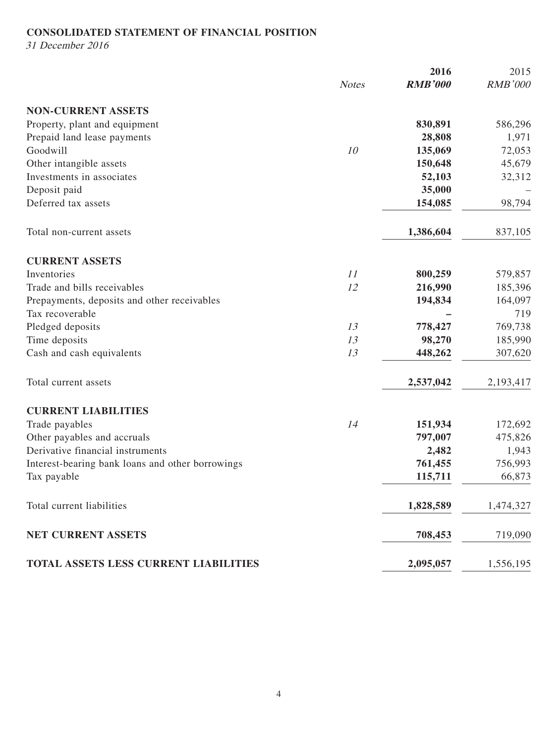**CONSOLIDATED STATEMENT OF FINANCIAL POSITION**

*31 December 2016*

| | *Notes* | **2016** | 2015 |
|---|---|---|---|
| | | ***RMB'000*** | *RMB'000* |
| **NON-CURRENT ASSETS** | | | |
| Property, plant and equipment | | **830,891** | 586,296 |
| Prepaid land lease payments | | **28,808** | 1,971 |
| Goodwill | *10* | **135,069** | 72,053 |
| Other intangible assets | | **150,648** | 45,679 |
| Investments in associates | | **52,103** | 32,312 |
| Deposit paid | | **35,000** | – |
| Deferred tax assets | | **154,085** | 98,794 |
| Total non-current assets | | **1,386,604** | 837,105 |
| **CURRENT ASSETS** | | | |
| Inventories | *11* | **800,259** | 579,857 |
| Trade and bills receivables | *12* | **216,990** | 185,396 |
| Prepayments, deposits and other receivables | | **194,834** | 164,097 |
| Tax recoverable | | **–** | 719 |
| Pledged deposits | *13* | **778,427** | 769,738 |
| Time deposits | *13* | **98,270** | 185,990 |
| Cash and cash equivalents | *13* | **448,262** | 307,620 |
| Total current assets | | **2,537,042** | 2,193,417 |
| **CURRENT LIABILITIES** | | | |
| Trade payables | *14* | **151,934** | 172,692 |
| Other payables and accruals | | **797,007** | 475,826 |
| Derivative financial instruments | | **2,482** | 1,943 |
| Interest-bearing bank loans and other borrowings | | **761,455** | 756,993 |
| Tax payable | | **115,711** | 66,873 |
| Total current liabilities | | **1,828,589** | 1,474,327 |
| **NET CURRENT ASSETS** | | **708,453** | 719,090 |
| **TOTAL ASSETS LESS CURRENT LIABILITIES** | | **2,095,057** | 1,556,195 |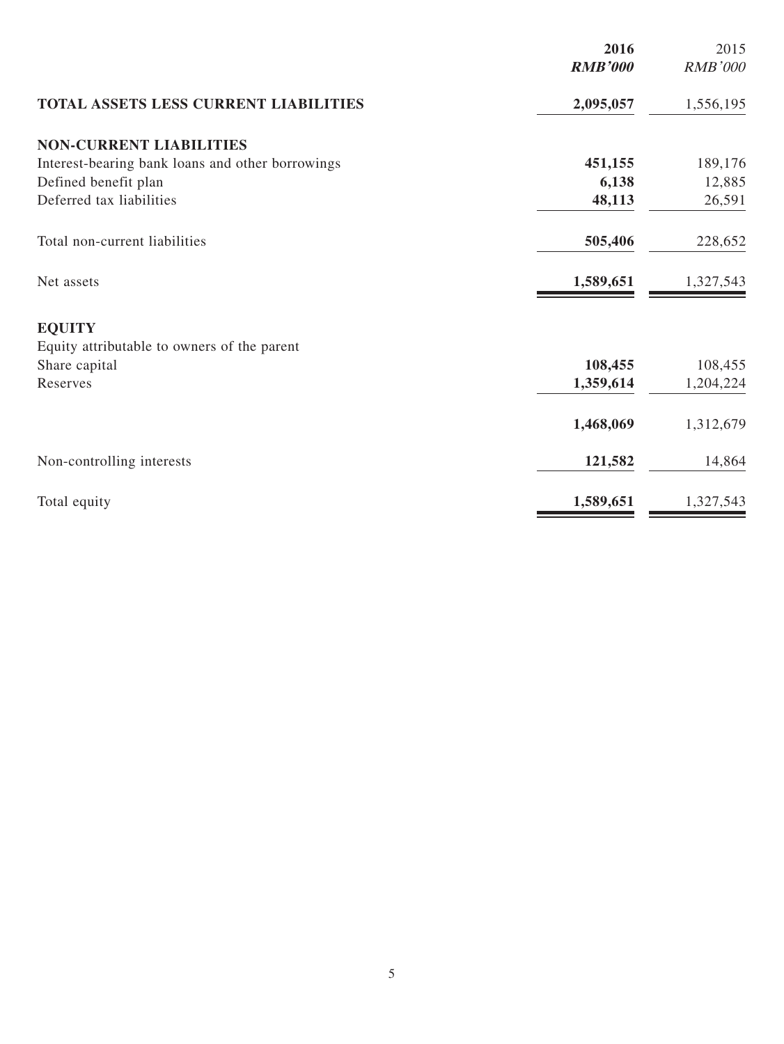| | 2016 | 2015 |
|---|---|---|
| | ***RMB'000*** | *RMB'000* |
| **TOTAL ASSETS LESS CURRENT LIABILITIES** | **2,095,057** | 1,556,195 |
| **NON-CURRENT LIABILITIES** | | |
| Interest-bearing bank loans and other borrowings | **451,155** | 189,176 |
| Defined benefit plan | **6,138** | 12,885 |
| Deferred tax liabilities | **48,113** | 26,591 |
| Total non-current liabilities | **505,406** | 228,652 |
| Net assets | **1,589,651** | 1,327,543 |
| **EQUITY** | | |
| Equity attributable to owners of the parent | | |
| Share capital | **108,455** | 108,455 |
| Reserves | **1,359,614** | 1,204,224 |
| | **1,468,069** | 1,312,679 |
| Non-controlling interests | **121,582** | 14,864 |
| Total equity | **1,589,651** | 1,327,543 |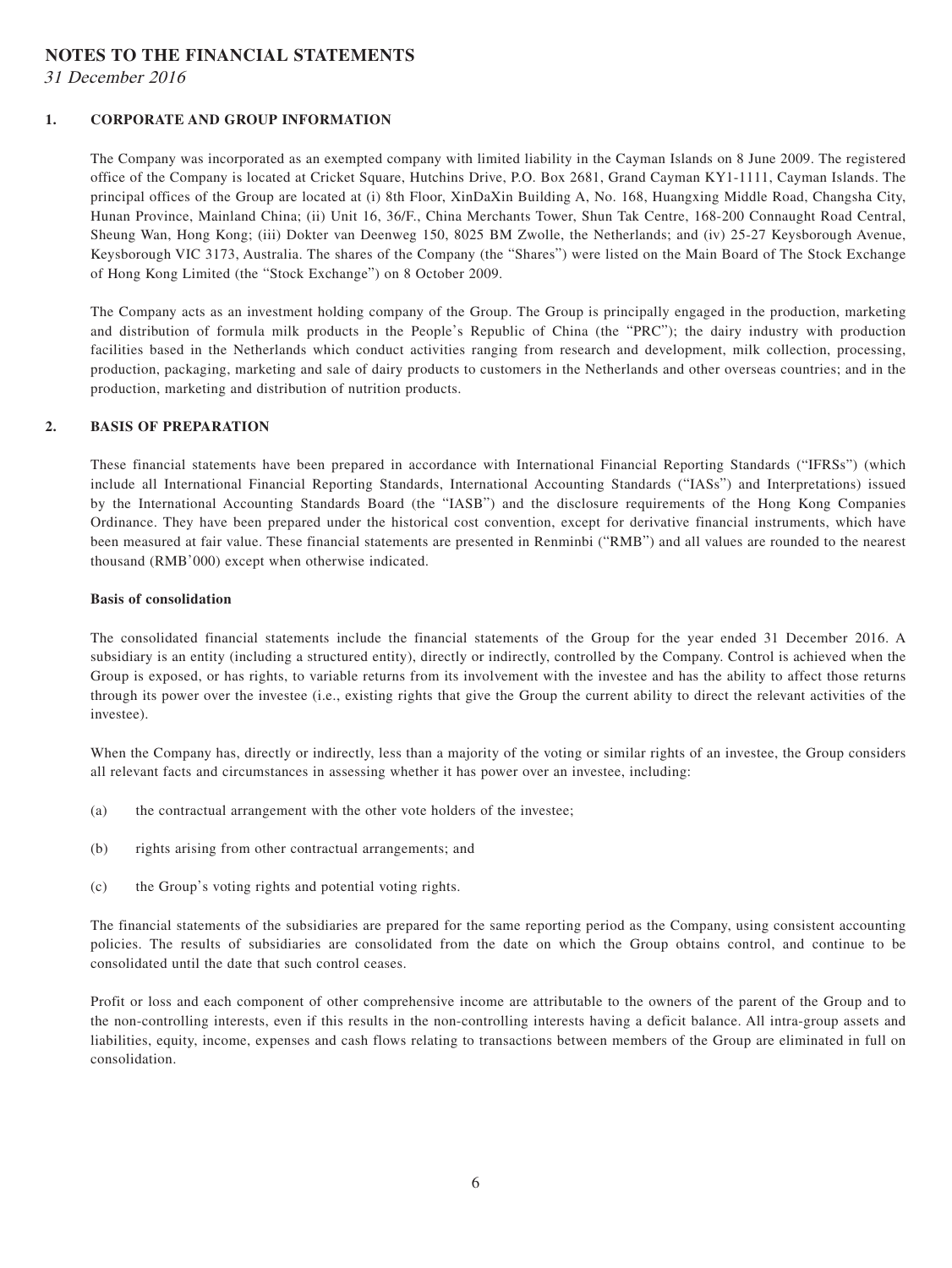# NOTES TO THE FINANCIAL STATEMENTS

*31 December 2016*

## 1. CORPORATE AND GROUP INFORMATION

The Company was incorporated as an exempted company with limited liability in the Cayman Islands on 8 June 2009. The registered office of the Company is located at Cricket Square, Hutchins Drive, P.O. Box 2681, Grand Cayman KY1-1111, Cayman Islands. The principal offices of the Group are located at (i) 8th Floor, XinDaXin Building A, No. 168, Huangxing Middle Road, Changsha City, Hunan Province, Mainland China; (ii) Unit 16, 36/F., China Merchants Tower, Shun Tak Centre, 168-200 Connaught Road Central, Sheung Wan, Hong Kong; (iii) Dokter van Deenweg 150, 8025 BM Zwolle, the Netherlands; and (iv) 25-27 Keysborough Avenue, Keysborough VIC 3173, Australia. The shares of the Company (the "Shares") were listed on the Main Board of The Stock Exchange of Hong Kong Limited (the "Stock Exchange") on 8 October 2009.

The Company acts as an investment holding company of the Group. The Group is principally engaged in the production, marketing and distribution of formula milk products in the People's Republic of China (the "PRC"); the dairy industry with production facilities based in the Netherlands which conduct activities ranging from research and development, milk collection, processing, production, packaging, marketing and sale of dairy products to customers in the Netherlands and other overseas countries; and in the production, marketing and distribution of nutrition products.

## 2. BASIS OF PREPARATION

These financial statements have been prepared in accordance with International Financial Reporting Standards ("IFRSs") (which include all International Financial Reporting Standards, International Accounting Standards ("IASs") and Interpretations) issued by the International Accounting Standards Board (the "IASB") and the disclosure requirements of the Hong Kong Companies Ordinance. They have been prepared under the historical cost convention, except for derivative financial instruments, which have been measured at fair value. These financial statements are presented in Renminbi ("RMB") and all values are rounded to the nearest thousand (RMB'000) except when otherwise indicated.

**Basis of consolidation**

The consolidated financial statements include the financial statements of the Group for the year ended 31 December 2016. A subsidiary is an entity (including a structured entity), directly or indirectly, controlled by the Company. Control is achieved when the Group is exposed, or has rights, to variable returns from its involvement with the investee and has the ability to affect those returns through its power over the investee (i.e., existing rights that give the Group the current ability to direct the relevant activities of the investee).

When the Company has, directly or indirectly, less than a majority of the voting or similar rights of an investee, the Group considers all relevant facts and circumstances in assessing whether it has power over an investee, including:

(a) the contractual arrangement with the other vote holders of the investee;

(b) rights arising from other contractual arrangements; and

(c) the Group's voting rights and potential voting rights.

The financial statements of the subsidiaries are prepared for the same reporting period as the Company, using consistent accounting policies. The results of subsidiaries are consolidated from the date on which the Group obtains control, and continue to be consolidated until the date that such control ceases.

Profit or loss and each component of other comprehensive income are attributable to the owners of the parent of the Group and to the non-controlling interests, even if this results in the non-controlling interests having a deficit balance. All intra-group assets and liabilities, equity, income, expenses and cash flows relating to transactions between members of the Group are eliminated in full on consolidation.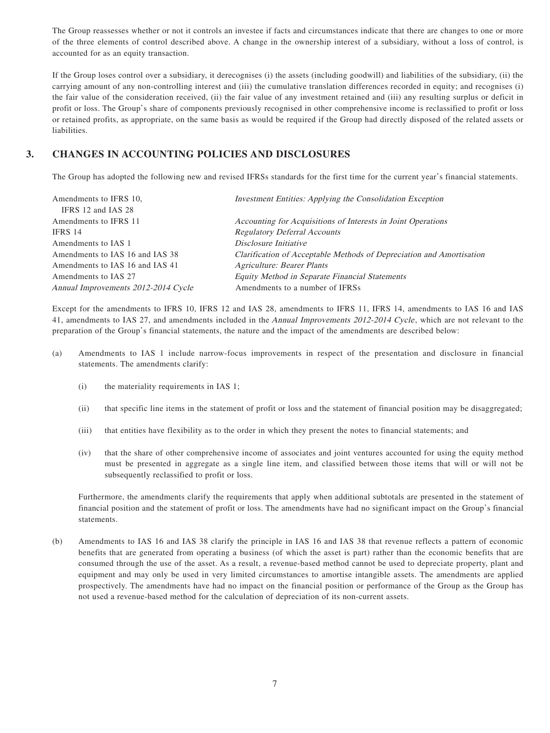The Group reassesses whether or not it controls an investee if facts and circumstances indicate that there are changes to one or more of the three elements of control described above. A change in the ownership interest of a subsidiary, without a loss of control, is accounted for as an equity transaction.

If the Group loses control over a subsidiary, it derecognises (i) the assets (including goodwill) and liabilities of the subsidiary, (ii) the carrying amount of any non-controlling interest and (iii) the cumulative translation differences recorded in equity; and recognises (i) the fair value of the consideration received, (ii) the fair value of any investment retained and (iii) any resulting surplus or deficit in profit or loss. The Group's share of components previously recognised in other comprehensive income is reclassified to profit or loss or retained profits, as appropriate, on the same basis as would be required if the Group had directly disposed of the related assets or liabilities.

## 3. CHANGES IN ACCOUNTING POLICIES AND DISCLOSURES

The Group has adopted the following new and revised IFRSs standards for the first time for the current year's financial statements.

| | |
|---|---|
| Amendments to IFRS 10, IFRS 12 and IAS 28 | *Investment Entities: Applying the Consolidation Exception* |
| Amendments to IFRS 11 | *Accounting for Acquisitions of Interests in Joint Operations* |
| IFRS 14 | *Regulatory Deferral Accounts* |
| Amendments to IAS 1 | *Disclosure Initiative* |
| Amendments to IAS 16 and IAS 38 | *Clarification of Acceptable Methods of Depreciation and Amortisation* |
| Amendments to IAS 16 and IAS 41 | *Agriculture: Bearer Plants* |
| Amendments to IAS 27 | *Equity Method in Separate Financial Statements* |
| *Annual Improvements 2012-2014 Cycle* | Amendments to a number of IFRSs |

Except for the amendments to IFRS 10, IFRS 12 and IAS 28, amendments to IFRS 11, IFRS 14, amendments to IAS 16 and IAS 41, amendments to IAS 27, and amendments included in the *Annual Improvements 2012-2014 Cycle*, which are not relevant to the preparation of the Group's financial statements, the nature and the impact of the amendments are described below:

(a) Amendments to IAS 1 include narrow-focus improvements in respect of the presentation and disclosure in financial statements. The amendments clarify:

   (i) the materiality requirements in IAS 1;

   (ii) that specific line items in the statement of profit or loss and the statement of financial position may be disaggregated;

   (iii) that entities have flexibility as to the order in which they present the notes to financial statements; and

   (iv) that the share of other comprehensive income of associates and joint ventures accounted for using the equity method must be presented in aggregate as a single line item, and classified between those items that will or will not be subsequently reclassified to profit or loss.

   Furthermore, the amendments clarify the requirements that apply when additional subtotals are presented in the statement of financial position and the statement of profit or loss. The amendments have had no significant impact on the Group's financial statements.

(b) Amendments to IAS 16 and IAS 38 clarify the principle in IAS 16 and IAS 38 that revenue reflects a pattern of economic benefits that are generated from operating a business (of which the asset is part) rather than the economic benefits that are consumed through the use of the asset. As a result, a revenue-based method cannot be used to depreciate property, plant and equipment and may only be used in very limited circumstances to amortise intangible assets. The amendments are applied prospectively. The amendments have had no impact on the financial position or performance of the Group as the Group has not used a revenue-based method for the calculation of depreciation of its non-current assets.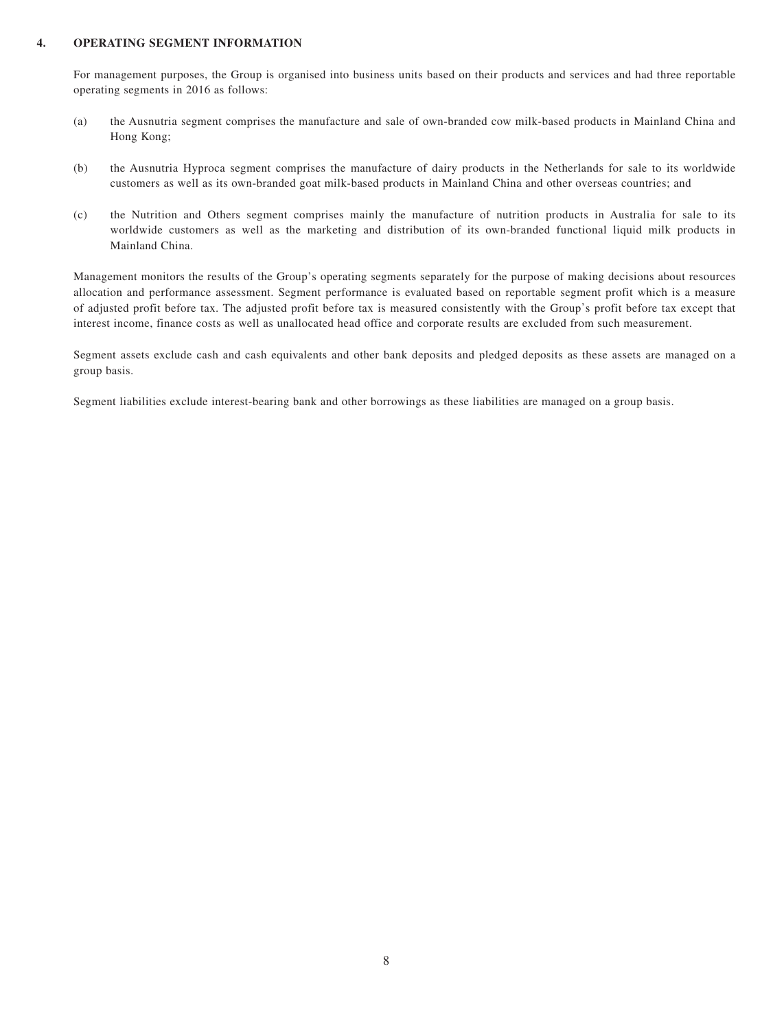## 4. OPERATING SEGMENT INFORMATION

For management purposes, the Group is organised into business units based on their products and services and had three reportable operating segments in 2016 as follows:

(a) the Ausnutria segment comprises the manufacture and sale of own-branded cow milk-based products in Mainland China and Hong Kong;

(b) the Ausnutria Hyproca segment comprises the manufacture of dairy products in the Netherlands for sale to its worldwide customers as well as its own-branded goat milk-based products in Mainland China and other overseas countries; and

(c) the Nutrition and Others segment comprises mainly the manufacture of nutrition products in Australia for sale to its worldwide customers as well as the marketing and distribution of its own-branded functional liquid milk products in Mainland China.

Management monitors the results of the Group's operating segments separately for the purpose of making decisions about resources allocation and performance assessment. Segment performance is evaluated based on reportable segment profit which is a measure of adjusted profit before tax. The adjusted profit before tax is measured consistently with the Group's profit before tax except that interest income, finance costs as well as unallocated head office and corporate results are excluded from such measurement.

Segment assets exclude cash and cash equivalents and other bank deposits and pledged deposits as these assets are managed on a group basis.

Segment liabilities exclude interest-bearing bank and other borrowings as these liabilities are managed on a group basis.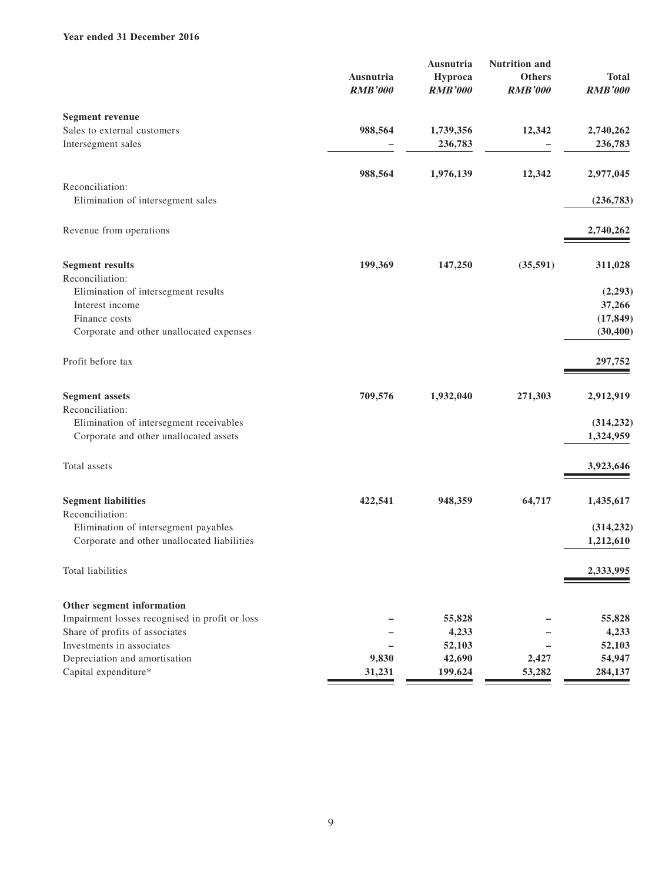**Year ended 31 December 2016**

| | Ausnutria<br>*RMB'000* | Ausnutria Hyproca<br>*RMB'000* | Nutrition and Others<br>*RMB'000* | Total<br>*RMB'000* |
|---|---|---|---|---|
| **Segment revenue** | | | | |
| Sales to external customers | **988,564** | **1,739,356** | **12,342** | **2,740,262** |
| Intersegment sales | **–** | **236,783** | **–** | **236,783** |
| | **988,564** | **1,976,139** | **12,342** | **2,977,045** |
| Reconciliation: | | | | |
| Elimination of intersegment sales | | | | **(236,783)** |
| Revenue from operations | | | | **2,740,262** |
| **Segment results** | **199,369** | **147,250** | **(35,591)** | **311,028** |
| Reconciliation: | | | | |
| Elimination of intersegment results | | | | **(2,293)** |
| Interest income | | | | **37,266** |
| Finance costs | | | | **(17,849)** |
| Corporate and other unallocated expenses | | | | **(30,400)** |
| Profit before tax | | | | **297,752** |
| **Segment assets** | **709,576** | **1,932,040** | **271,303** | **2,912,919** |
| Reconciliation: | | | | |
| Elimination of intersegment receivables | | | | **(314,232)** |
| Corporate and other unallocated assets | | | | **1,324,959** |
| Total assets | | | | **3,923,646** |
| **Segment liabilities** | **422,541** | **948,359** | **64,717** | **1,435,617** |
| Reconciliation: | | | | |
| Elimination of intersegment payables | | | | **(314,232)** |
| Corporate and other unallocated liabilities | | | | **1,212,610** |
| Total liabilities | | | | **2,333,995** |
| **Other segment information** | | | | |
| Impairment losses recognised in profit or loss | **–** | **55,828** | **–** | **55,828** |
| Share of profits of associates | **–** | **4,233** | **–** | **4,233** |
| Investments in associates | **–** | **52,103** | **–** | **52,103** |
| Depreciation and amortisation | **9,830** | **42,690** | **2,427** | **54,947** |
| Capital expenditure* | **31,231** | **199,624** | **53,282** | **284,137** |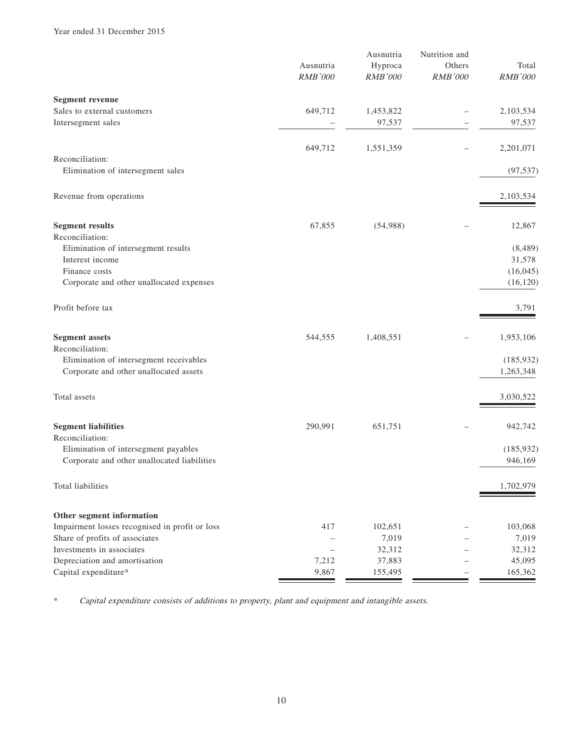Year ended 31 December 2015

| | Ausnutria *RMB'000* | Ausnutria Hyproca *RMB'000* | Nutrition and Others *RMB'000* | Total *RMB'000* |
|---|---|---|---|---|
| **Segment revenue** | | | | |
| Sales to external customers | 649,712 | 1,453,822 | – | 2,103,534 |
| Intersegment sales | – | 97,537 | – | 97,537 |
| | 649,712 | 1,551,359 | – | 2,201,071 |
| Reconciliation: | | | | |
| Elimination of intersegment sales | | | | (97,537) |
| Revenue from operations | | | | 2,103,534 |
| **Segment results** | 67,855 | (54,988) | – | 12,867 |
| Reconciliation: | | | | |
| Elimination of intersegment results | | | | (8,489) |
| Interest income | | | | 31,578 |
| Finance costs | | | | (16,045) |
| Corporate and other unallocated expenses | | | | (16,120) |
| Profit before tax | | | | 3,791 |
| **Segment assets** | 544,555 | 1,408,551 | – | 1,953,106 |
| Reconciliation: | | | | |
| Elimination of intersegment receivables | | | | (185,932) |
| Corporate and other unallocated assets | | | | 1,263,348 |
| Total assets | | | | 3,030,522 |
| **Segment liabilities** | 290,991 | 651,751 | – | 942,742 |
| Reconciliation: | | | | |
| Elimination of intersegment payables | | | | (185,932) |
| Corporate and other unallocated liabilities | | | | 946,169 |
| Total liabilities | | | | 1,702,979 |
| **Other segment information** | | | | |
| Impairment losses recognised in profit or loss | 417 | 102,651 | – | 103,068 |
| Share of profits of associates | – | 7,019 | – | 7,019 |
| Investments in associates | – | 32,312 | – | 32,312 |
| Depreciation and amortisation | 7,212 | 37,883 | – | 45,095 |
| Capital expenditure* | 9,867 | 155,495 | – | 165,362 |

\* *Capital expenditure consists of additions to property, plant and equipment and intangible assets.*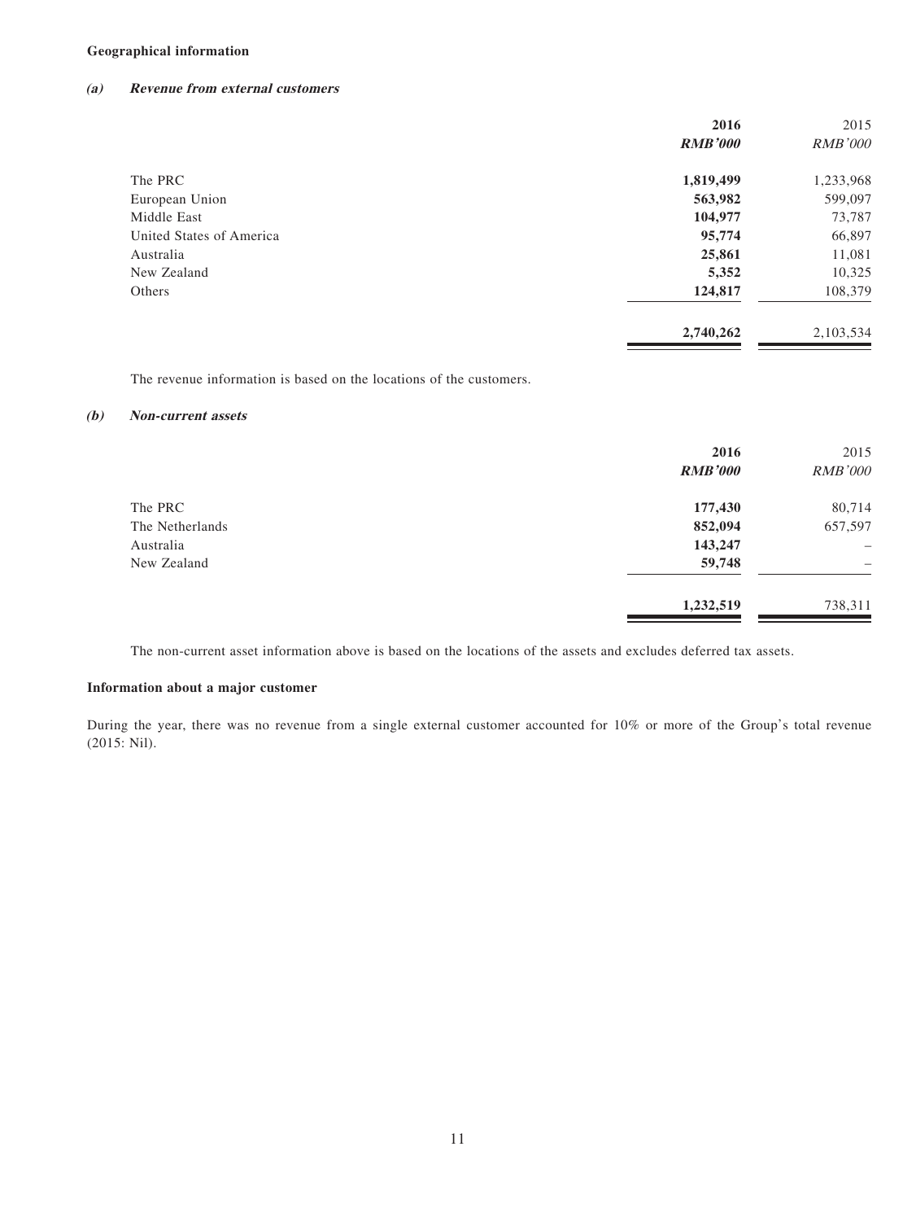**Geographical information**

***(a) Revenue from external customers***

| | **2016** | 2015 |
|---|---|---|
| | ***RMB'000*** | *RMB'000* |
| The PRC | **1,819,499** | 1,233,968 |
| European Union | **563,982** | 599,097 |
| Middle East | **104,977** | 73,787 |
| United States of America | **95,774** | 66,897 |
| Australia | **25,861** | 11,081 |
| New Zealand | **5,352** | 10,325 |
| Others | **124,817** | 108,379 |
| | **2,740,262** | 2,103,534 |

The revenue information is based on the locations of the customers.

***(b) Non-current assets***

| | **2016** | 2015 |
|---|---|---|
| | ***RMB'000*** | *RMB'000* |
| The PRC | **177,430** | 80,714 |
| The Netherlands | **852,094** | 657,597 |
| Australia | **143,247** | – |
| New Zealand | **59,748** | – |
| | **1,232,519** | 738,311 |

The non-current asset information above is based on the locations of the assets and excludes deferred tax assets.

**Information about a major customer**

During the year, there was no revenue from a single external customer accounted for 10% or more of the Group's total revenue (2015: Nil).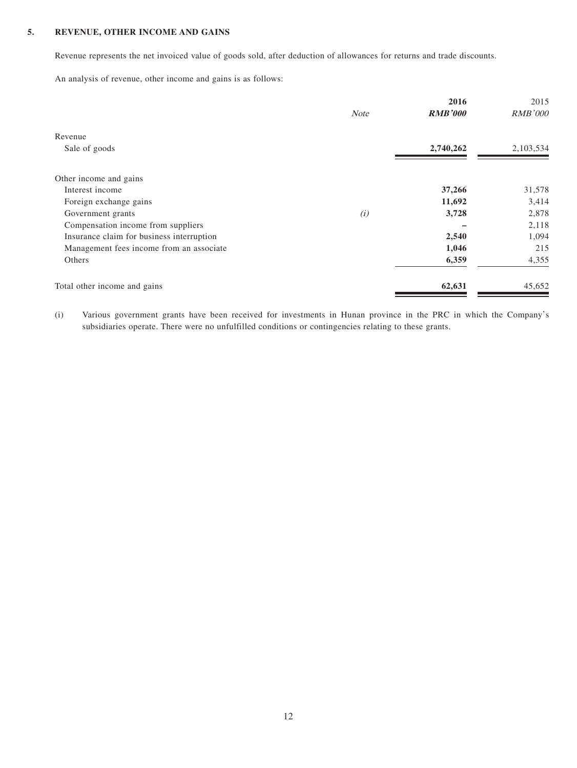## 5. REVENUE, OTHER INCOME AND GAINS

Revenue represents the net invoiced value of goods sold, after deduction of allowances for returns and trade discounts.

An analysis of revenue, other income and gains is as follows:

| | *Note* | **2016** | 2015 |
|---|---|---|---|
| | | ***RMB'000*** | *RMB'000* |
| Revenue | | | |
| Sale of goods | | **2,740,262** | 2,103,534 |
| Other income and gains | | | |
| Interest income | | **37,266** | 31,578 |
| Foreign exchange gains | | **11,692** | 3,414 |
| Government grants | *(i)* | **3,728** | 2,878 |
| Compensation income from suppliers | | **–** | 2,118 |
| Insurance claim for business interruption | | **2,540** | 1,094 |
| Management fees income from an associate | | **1,046** | 215 |
| Others | | **6,359** | 4,355 |
| Total other income and gains | | **62,631** | 45,652 |

(i) Various government grants have been received for investments in Hunan province in the PRC in which the Company's subsidiaries operate. There were no unfulfilled conditions or contingencies relating to these grants.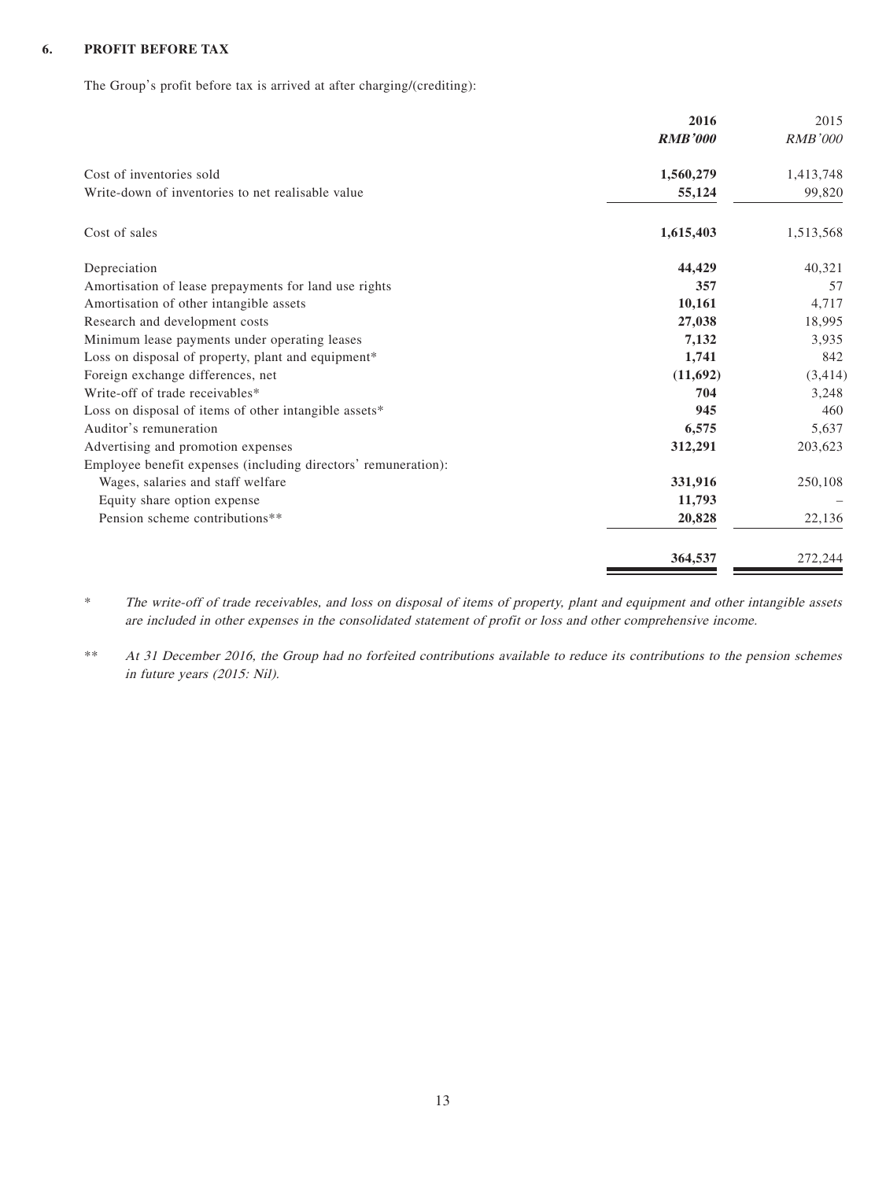### 6. PROFIT BEFORE TAX

The Group's profit before tax is arrived at after charging/(crediting):

| | 2016<br>*RMB'000* | 2015<br>*RMB'000* |
|---|---|---|
| Cost of inventories sold | **1,560,279** | 1,413,748 |
| Write-down of inventories to net realisable value | **55,124** | 99,820 |
| Cost of sales | **1,615,403** | 1,513,568 |
| Depreciation | **44,429** | 40,321 |
| Amortisation of lease prepayments for land use rights | **357** | 57 |
| Amortisation of other intangible assets | **10,161** | 4,717 |
| Research and development costs | **27,038** | 18,995 |
| Minimum lease payments under operating leases | **7,132** | 3,935 |
| Loss on disposal of property, plant and equipment* | **1,741** | 842 |
| Foreign exchange differences, net | **(11,692)** | (3,414) |
| Write-off of trade receivables* | **704** | 3,248 |
| Loss on disposal of items of other intangible assets* | **945** | 460 |
| Auditor's remuneration | **6,575** | 5,637 |
| Advertising and promotion expenses | **312,291** | 203,623 |
| Employee benefit expenses (including directors' remuneration): | | |
| Wages, salaries and staff welfare | **331,916** | 250,108 |
| Equity share option expense | **11,793** | – |
| Pension scheme contributions** | **20,828** | 22,136 |
| | **364,537** | 272,244 |

\* *The write-off of trade receivables, and loss on disposal of items of property, plant and equipment and other intangible assets are included in other expenses in the consolidated statement of profit or loss and other comprehensive income.*

\*\* *At 31 December 2016, the Group had no forfeited contributions available to reduce its contributions to the pension schemes in future years (2015: Nil).*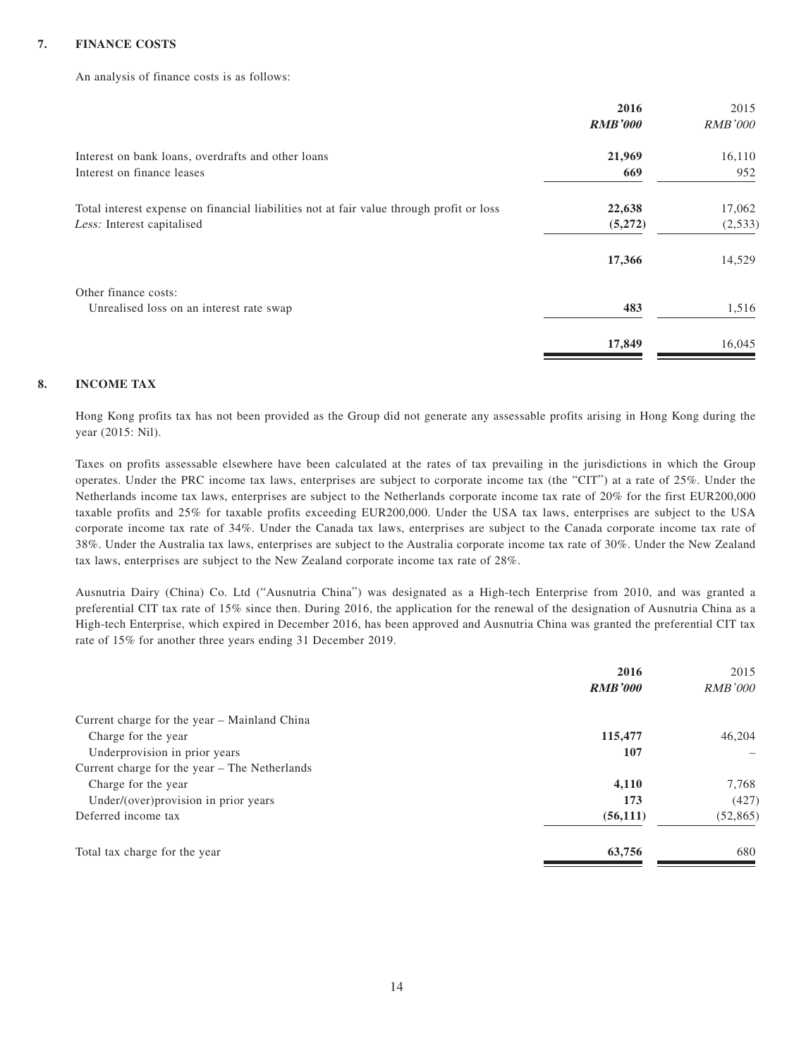## 7. FINANCE COSTS

An analysis of finance costs is as follows:

| | 2016<br>*RMB'000* | 2015<br>*RMB'000* |
|---|---|---|
| Interest on bank loans, overdrafts and other loans | **21,969** | 16,110 |
| Interest on finance leases | **669** | 952 |
| Total interest expense on financial liabilities not at fair value through profit or loss | **22,638** | 17,062 |
| *Less:* Interest capitalised | **(5,272)** | (2,533) |
| | **17,366** | 14,529 |
| Other finance costs: | | |
| Unrealised loss on an interest rate swap | **483** | 1,516 |
| | **17,849** | 16,045 |

## 8. INCOME TAX

Hong Kong profits tax has not been provided as the Group did not generate any assessable profits arising in Hong Kong during the year (2015: Nil).

Taxes on profits assessable elsewhere have been calculated at the rates of tax prevailing in the jurisdictions in which the Group operates. Under the PRC income tax laws, enterprises are subject to corporate income tax (the "CIT") at a rate of 25%. Under the Netherlands income tax laws, enterprises are subject to the Netherlands corporate income tax rate of 20% for the first EUR200,000 taxable profits and 25% for taxable profits exceeding EUR200,000. Under the USA tax laws, enterprises are subject to the USA corporate income tax rate of 34%. Under the Canada tax laws, enterprises are subject to the Canada corporate income tax rate of 38%. Under the Australia tax laws, enterprises are subject to the Australia corporate income tax rate of 30%. Under the New Zealand tax laws, enterprises are subject to the New Zealand corporate income tax rate of 28%.

Ausnutria Dairy (China) Co. Ltd ("Ausnutria China") was designated as a High-tech Enterprise from 2010, and was granted a preferential CIT tax rate of 15% since then. During 2016, the application for the renewal of the designation of Ausnutria China as a High-tech Enterprise, which expired in December 2016, has been approved and Ausnutria China was granted the preferential CIT tax rate of 15% for another three years ending 31 December 2019.

| | 2016<br>*RMB'000* | 2015<br>*RMB'000* |
|---|---|---|
| Current charge for the year – Mainland China | | |
| Charge for the year | **115,477** | 46,204 |
| Underprovision in prior years | **107** | – |
| Current charge for the year – The Netherlands | | |
| Charge for the year | **4,110** | 7,768 |
| Under/(over)provision in prior years | **173** | (427) |
| Deferred income tax | **(56,111)** | (52,865) |
| Total tax charge for the year | **63,756** | 680 |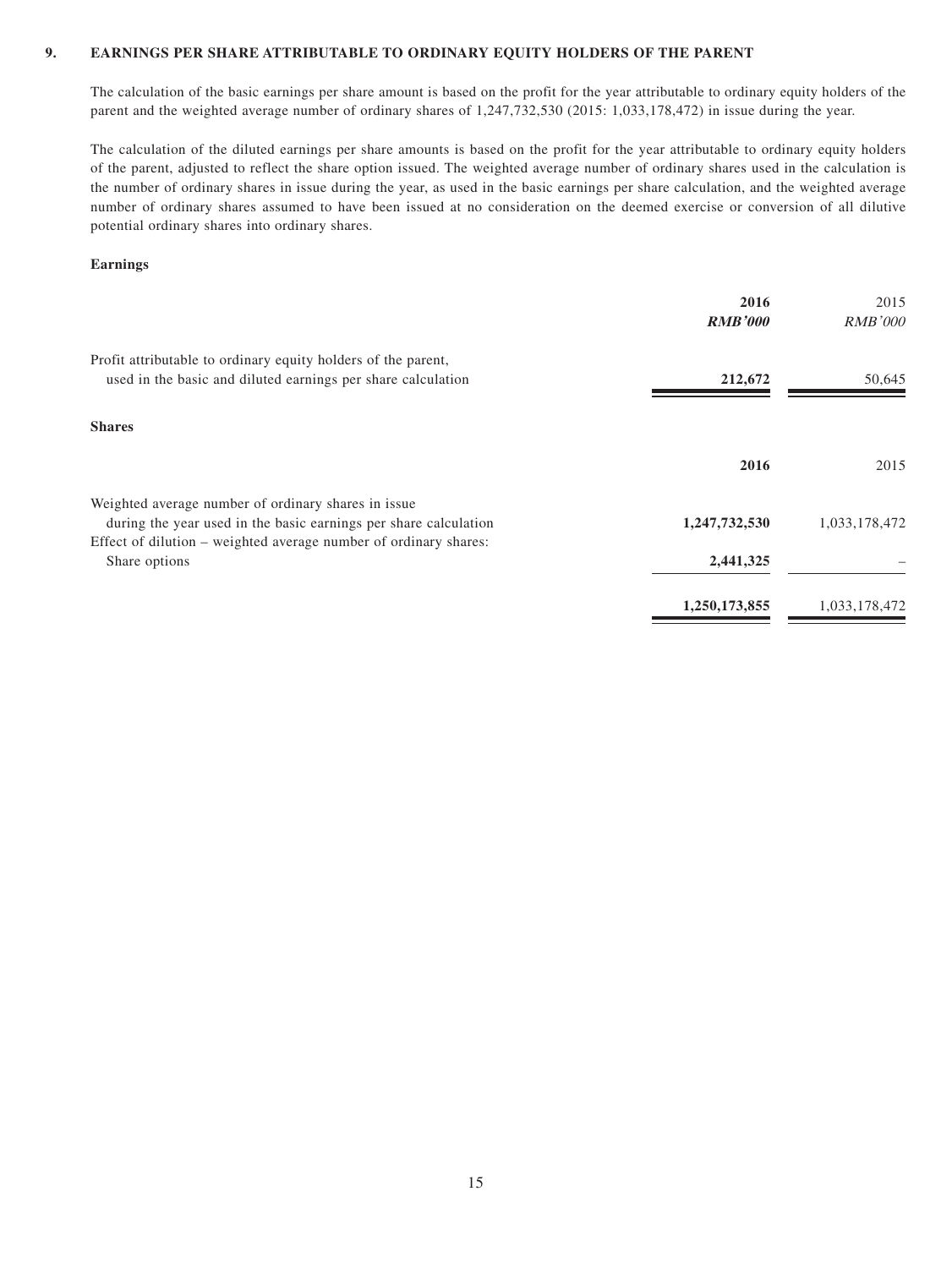## 9. EARNINGS PER SHARE ATTRIBUTABLE TO ORDINARY EQUITY HOLDERS OF THE PARENT

The calculation of the basic earnings per share amount is based on the profit for the year attributable to ordinary equity holders of the parent and the weighted average number of ordinary shares of 1,247,732,530 (2015: 1,033,178,472) in issue during the year.

The calculation of the diluted earnings per share amounts is based on the profit for the year attributable to ordinary equity holders of the parent, adjusted to reflect the share option issued. The weighted average number of ordinary shares used in the calculation is the number of ordinary shares in issue during the year, as used in the basic earnings per share calculation, and the weighted average number of ordinary shares assumed to have been issued at no consideration on the deemed exercise or conversion of all dilutive potential ordinary shares into ordinary shares.

**Earnings**

| | **2016** | 2015 |
|---|---|---|
| | ***RMB'000*** | *RMB'000* |
| Profit attributable to ordinary equity holders of the parent, used in the basic and diluted earnings per share calculation | **212,672** | 50,645 |

**Shares**

| | **2016** | 2015 |
|---|---|---|
| Weighted average number of ordinary shares in issue during the year used in the basic earnings per share calculation | **1,247,732,530** | 1,033,178,472 |
| Effect of dilution – weighted average number of ordinary shares: Share options | **2,441,325** | – |
| | **1,250,173,855** | 1,033,178,472 |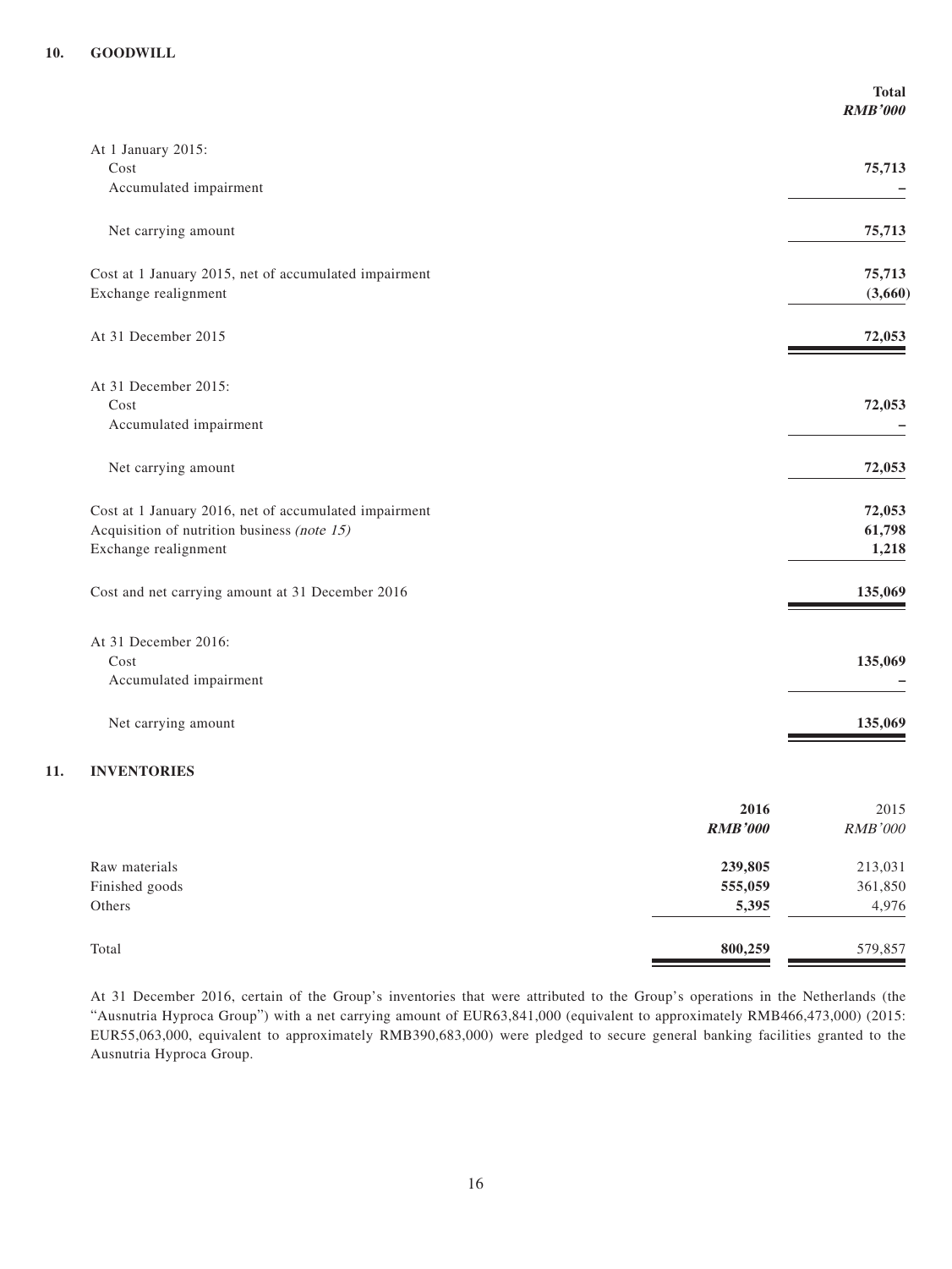## 10. GOODWILL

| | **Total** |
|---|---|
| | ***RMB'000*** |
| At 1 January 2015: | |
| Cost | **75,713** |
| Accumulated impairment | **–** |
| Net carrying amount | **75,713** |
| Cost at 1 January 2015, net of accumulated impairment | **75,713** |
| Exchange realignment | **(3,660)** |
| At 31 December 2015 | **72,053** |
| At 31 December 2015: | |
| Cost | **72,053** |
| Accumulated impairment | **–** |
| Net carrying amount | **72,053** |
| Cost at 1 January 2016, net of accumulated impairment | **72,053** |
| Acquisition of nutrition business *(note 15)* | **61,798** |
| Exchange realignment | **1,218** |
| Cost and net carrying amount at 31 December 2016 | **135,069** |
| At 31 December 2016: | |
| Cost | **135,069** |
| Accumulated impairment | **–** |
| Net carrying amount | **135,069** |

## 11. INVENTORIES

| | **2016** | 2015 |
|---|---|---|
| | ***RMB'000*** | *RMB'000* |
| Raw materials | **239,805** | 213,031 |
| Finished goods | **555,059** | 361,850 |
| Others | **5,395** | 4,976 |
| Total | **800,259** | 579,857 |

At 31 December 2016, certain of the Group's inventories that were attributed to the Group's operations in the Netherlands (the "Ausnutria Hyproca Group") with a net carrying amount of EUR63,841,000 (equivalent to approximately RMB466,473,000) (2015: EUR55,063,000, equivalent to approximately RMB390,683,000) were pledged to secure general banking facilities granted to the Ausnutria Hyproca Group.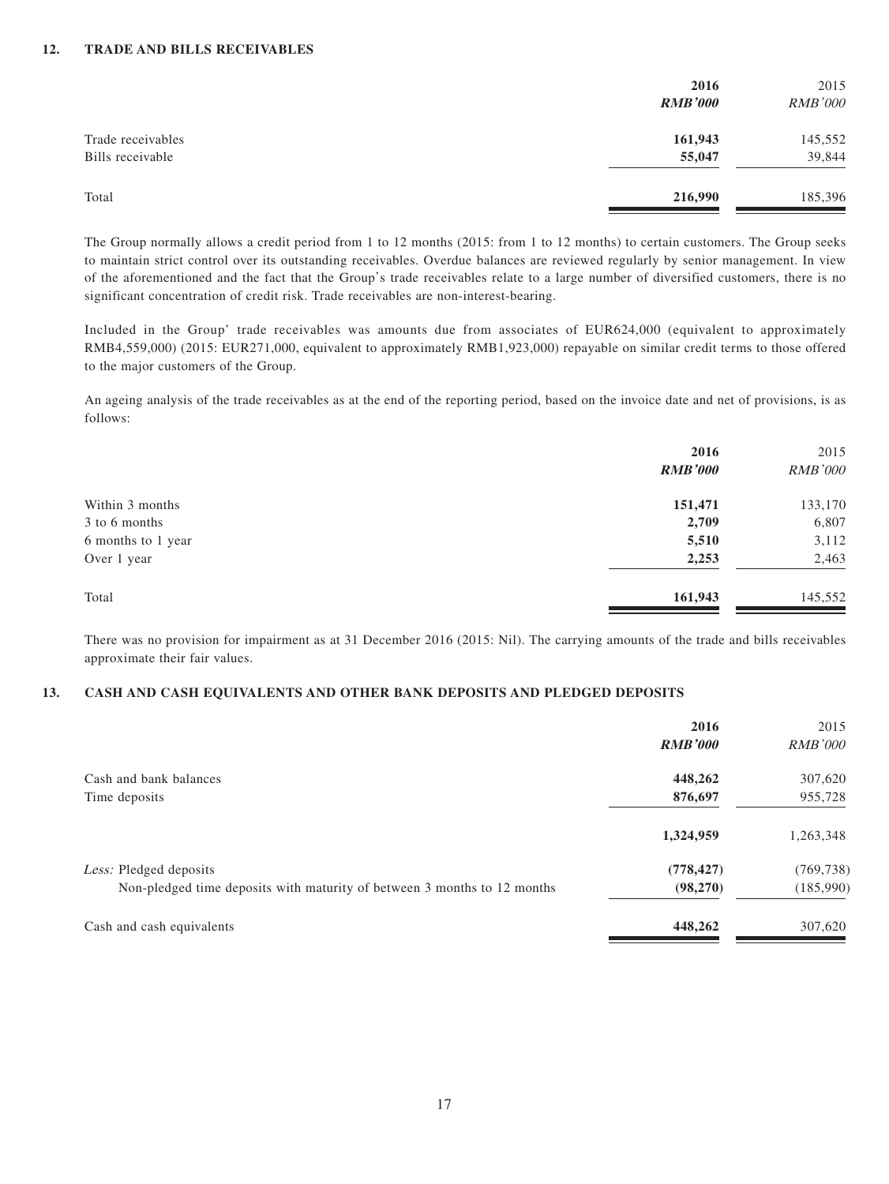## 12. TRADE AND BILLS RECEIVABLES

| | **2016** | 2015 |
|---|---|---|
| | ***RMB'000*** | *RMB'000* |
| Trade receivables | **161,943** | 145,552 |
| Bills receivable | **55,047** | 39,844 |
| Total | **216,990** | 185,396 |

The Group normally allows a credit period from 1 to 12 months (2015: from 1 to 12 months) to certain customers. The Group seeks to maintain strict control over its outstanding receivables. Overdue balances are reviewed regularly by senior management. In view of the aforementioned and the fact that the Group's trade receivables relate to a large number of diversified customers, there is no significant concentration of credit risk. Trade receivables are non-interest-bearing.

Included in the Group' trade receivables was amounts due from associates of EUR624,000 (equivalent to approximately RMB4,559,000) (2015: EUR271,000, equivalent to approximately RMB1,923,000) repayable on similar credit terms to those offered to the major customers of the Group.

An ageing analysis of the trade receivables as at the end of the reporting period, based on the invoice date and net of provisions, is as follows:

| | **2016** | 2015 |
|---|---|---|
| | ***RMB'000*** | *RMB'000* |
| Within 3 months | **151,471** | 133,170 |
| 3 to 6 months | **2,709** | 6,807 |
| 6 months to 1 year | **5,510** | 3,112 |
| Over 1 year | **2,253** | 2,463 |
| Total | **161,943** | 145,552 |

There was no provision for impairment as at 31 December 2016 (2015: Nil). The carrying amounts of the trade and bills receivables approximate their fair values.

## 13. CASH AND CASH EQUIVALENTS AND OTHER BANK DEPOSITS AND PLEDGED DEPOSITS

| | **2016** | 2015 |
|---|---|---|
| | ***RMB'000*** | *RMB'000* |
| Cash and bank balances | **448,262** | 307,620 |
| Time deposits | **876,697** | 955,728 |
| | **1,324,959** | 1,263,348 |
| *Less:* Pledged deposits | **(778,427)** | (769,738) |
| Non-pledged time deposits with maturity of between 3 months to 12 months | **(98,270)** | (185,990) |
| Cash and cash equivalents | **448,262** | 307,620 |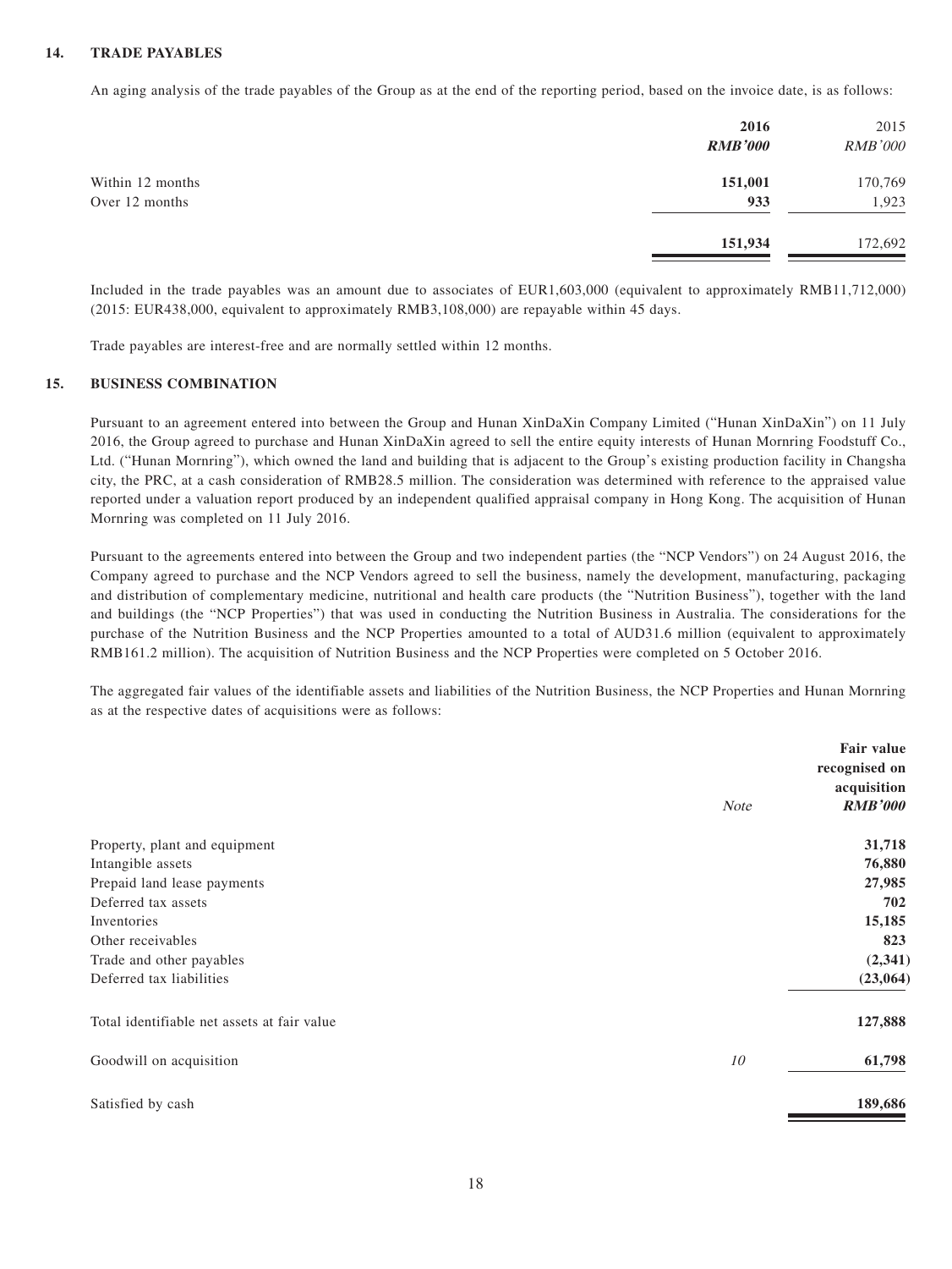### 14. TRADE PAYABLES

An aging analysis of the trade payables of the Group as at the end of the reporting period, based on the invoice date, is as follows:

| | **2016** | 2015 |
|---|---|---|
| | ***RMB'000*** | *RMB'000* |
| Within 12 months | **151,001** | 170,769 |
| Over 12 months | **933** | 1,923 |
| | **151,934** | 172,692 |

Included in the trade payables was an amount due to associates of EUR1,603,000 (equivalent to approximately RMB11,712,000) (2015: EUR438,000, equivalent to approximately RMB3,108,000) are repayable within 45 days.

Trade payables are interest-free and are normally settled within 12 months.

### 15. BUSINESS COMBINATION

Pursuant to an agreement entered into between the Group and Hunan XinDaXin Company Limited ("Hunan XinDaXin") on 11 July 2016, the Group agreed to purchase and Hunan XinDaXin agreed to sell the entire equity interests of Hunan Mornring Foodstuff Co., Ltd. ("Hunan Mornring"), which owned the land and building that is adjacent to the Group's existing production facility in Changsha city, the PRC, at a cash consideration of RMB28.5 million. The consideration was determined with reference to the appraised value reported under a valuation report produced by an independent qualified appraisal company in Hong Kong. The acquisition of Hunan Mornring was completed on 11 July 2016.

Pursuant to the agreements entered into between the Group and two independent parties (the "NCP Vendors") on 24 August 2016, the Company agreed to purchase and the NCP Vendors agreed to sell the business, namely the development, manufacturing, packaging and distribution of complementary medicine, nutritional and health care products (the "Nutrition Business"), together with the land and buildings (the "NCP Properties") that was used in conducting the Nutrition Business in Australia. The considerations for the purchase of the Nutrition Business and the NCP Properties amounted to a total of AUD31.6 million (equivalent to approximately RMB161.2 million). The acquisition of Nutrition Business and the NCP Properties were completed on 5 October 2016.

The aggregated fair values of the identifiable assets and liabilities of the Nutrition Business, the NCP Properties and Hunan Mornring as at the respective dates of acquisitions were as follows:

| | *Note* | **Fair value recognised on acquisition** ***RMB'000*** |
|---|---|---|
| Property, plant and equipment | | **31,718** |
| Intangible assets | | **76,880** |
| Prepaid land lease payments | | **27,985** |
| Deferred tax assets | | **702** |
| Inventories | | **15,185** |
| Other receivables | | **823** |
| Trade and other payables | | **(2,341)** |
| Deferred tax liabilities | | **(23,064)** |
| Total identifiable net assets at fair value | | **127,888** |
| Goodwill on acquisition | *10* | **61,798** |
| Satisfied by cash | | **189,686** |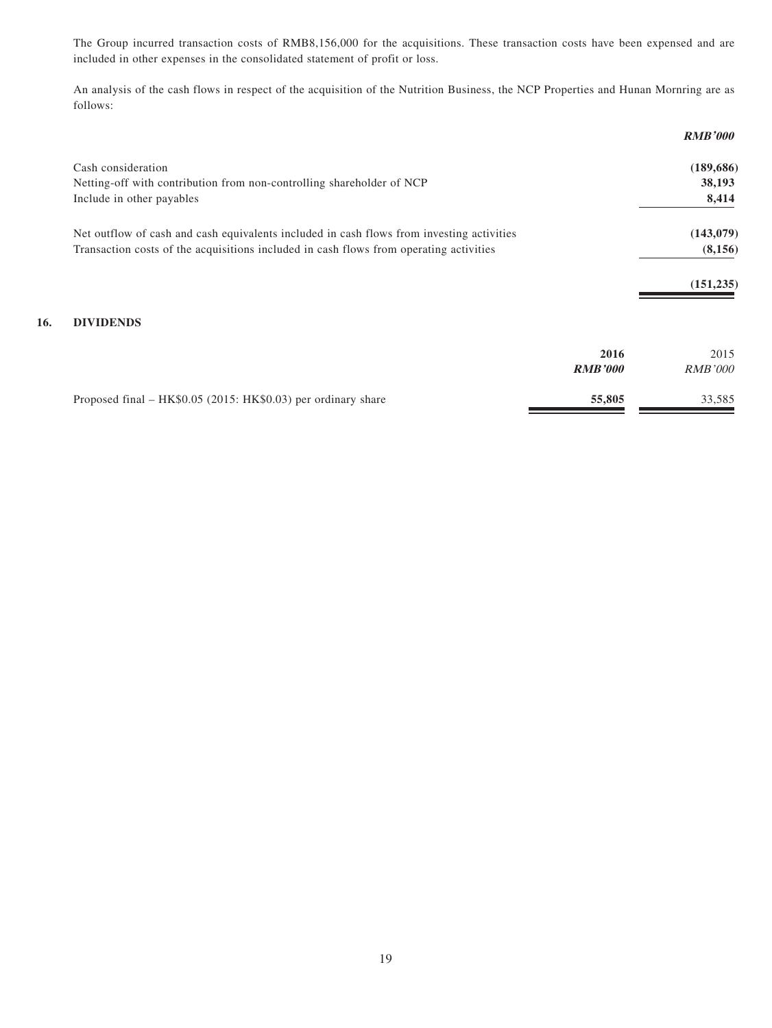The Group incurred transaction costs of RMB8,156,000 for the acquisitions. These transaction costs have been expensed and are included in other expenses in the consolidated statement of profit or loss.

An analysis of the cash flows in respect of the acquisition of the Nutrition Business, the NCP Properties and Hunan Mornring are as follows:

| | ***RMB'000*** |
|---|---|
| Cash consideration | **(189,686)** |
| Netting-off with contribution from non-controlling shareholder of NCP | **38,193** |
| Include in other payables | **8,414** |
| Net outflow of cash and cash equivalents included in cash flows from investing activities | **(143,079)** |
| Transaction costs of the acquisitions included in cash flows from operating activities | **(8,156)** |
| | **(151,235)** |

## 16. DIVIDENDS

| | **2016** ***RMB'000*** | 2015 *RMB'000* |
|---|---|---|
| Proposed final – HK$0.05 (2015: HK$0.03) per ordinary share | **55,805** | 33,585 |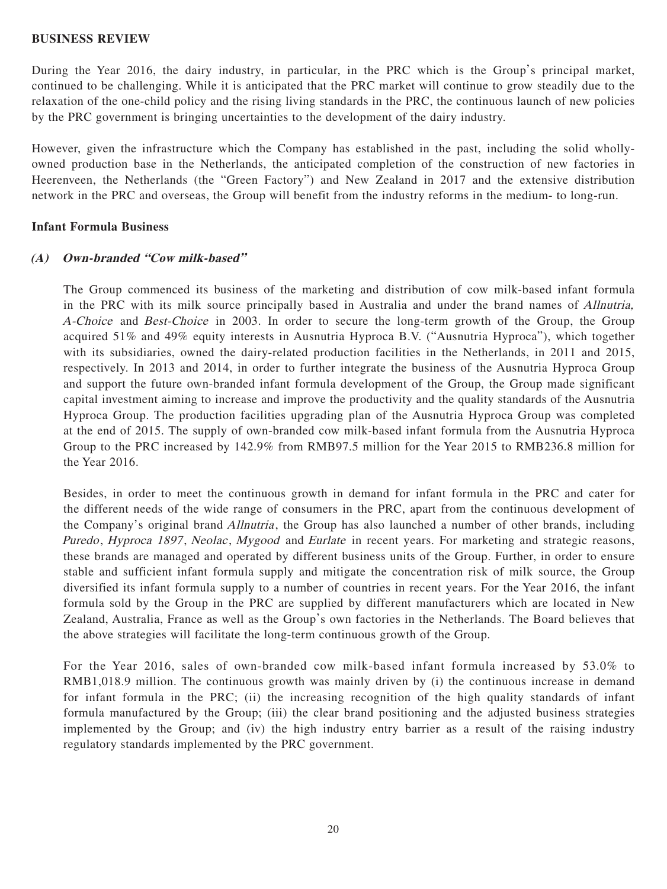## BUSINESS REVIEW

During the Year 2016, the dairy industry, in particular, in the PRC which is the Group's principal market, continued to be challenging. While it is anticipated that the PRC market will continue to grow steadily due to the relaxation of the one-child policy and the rising living standards in the PRC, the continuous launch of new policies by the PRC government is bringing uncertainties to the development of the dairy industry.

However, given the infrastructure which the Company has established in the past, including the solid wholly-owned production base in the Netherlands, the anticipated completion of the construction of new factories in Heerenveen, the Netherlands (the "Green Factory") and New Zealand in 2017 and the extensive distribution network in the PRC and overseas, the Group will benefit from the industry reforms in the medium- to long-run.

### Infant Formula Business

#### *(A) Own-branded "Cow milk-based"*

The Group commenced its business of the marketing and distribution of cow milk-based infant formula in the PRC with its milk source principally based in Australia and under the brand names of *Allnutria, A-Choice* and *Best-Choice* in 2003. In order to secure the long-term growth of the Group, the Group acquired 51% and 49% equity interests in Ausnutria Hyproca B.V. ("Ausnutria Hyproca"), which together with its subsidiaries, owned the dairy-related production facilities in the Netherlands, in 2011 and 2015, respectively. In 2013 and 2014, in order to further integrate the business of the Ausnutria Hyproca Group and support the future own-branded infant formula development of the Group, the Group made significant capital investment aiming to increase and improve the productivity and the quality standards of the Ausnutria Hyproca Group. The production facilities upgrading plan of the Ausnutria Hyproca Group was completed at the end of 2015. The supply of own-branded cow milk-based infant formula from the Ausnutria Hyproca Group to the PRC increased by 142.9% from RMB97.5 million for the Year 2015 to RMB236.8 million for the Year 2016.

Besides, in order to meet the continuous growth in demand for infant formula in the PRC and cater for the different needs of the wide range of consumers in the PRC, apart from the continuous development of the Company's original brand *Allnutria*, the Group has also launched a number of other brands, including *Puredo*, *Hyproca 1897*, *Neolac*, *Mygood* and *Eurlate* in recent years. For marketing and strategic reasons, these brands are managed and operated by different business units of the Group. Further, in order to ensure stable and sufficient infant formula supply and mitigate the concentration risk of milk source, the Group diversified its infant formula supply to a number of countries in recent years. For the Year 2016, the infant formula sold by the Group in the PRC are supplied by different manufacturers which are located in New Zealand, Australia, France as well as the Group's own factories in the Netherlands. The Board believes that the above strategies will facilitate the long-term continuous growth of the Group.

For the Year 2016, sales of own-branded cow milk-based infant formula increased by 53.0% to RMB1,018.9 million. The continuous growth was mainly driven by (i) the continuous increase in demand for infant formula in the PRC; (ii) the increasing recognition of the high quality standards of infant formula manufactured by the Group; (iii) the clear brand positioning and the adjusted business strategies implemented by the Group; and (iv) the high industry entry barrier as a result of the raising industry regulatory standards implemented by the PRC government.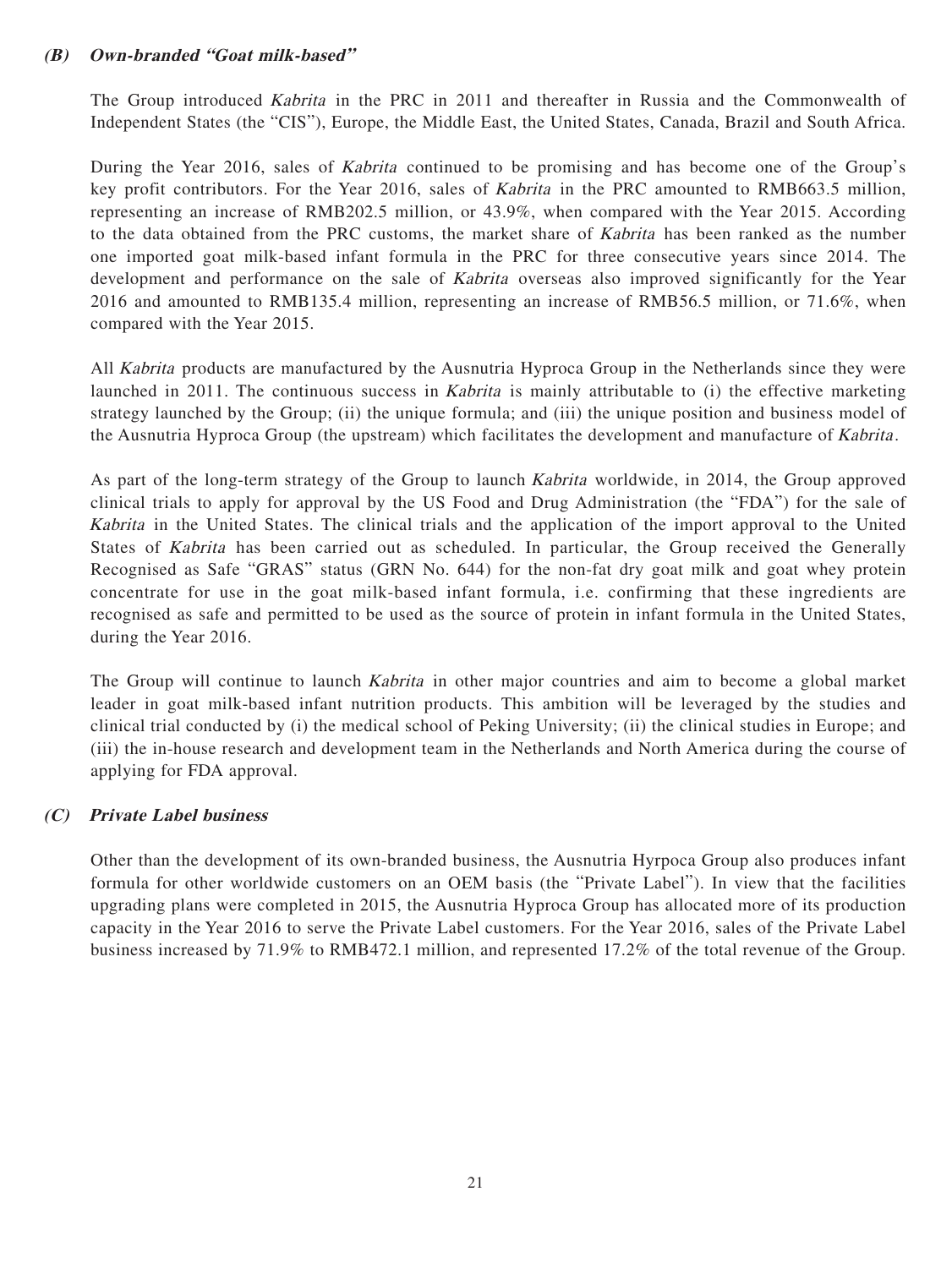### *(B) Own-branded "Goat milk-based"*

The Group introduced *Kabrita* in the PRC in 2011 and thereafter in Russia and the Commonwealth of Independent States (the "CIS"), Europe, the Middle East, the United States, Canada, Brazil and South Africa.

During the Year 2016, sales of *Kabrita* continued to be promising and has become one of the Group's key profit contributors. For the Year 2016, sales of *Kabrita* in the PRC amounted to RMB663.5 million, representing an increase of RMB202.5 million, or 43.9%, when compared with the Year 2015. According to the data obtained from the PRC customs, the market share of *Kabrita* has been ranked as the number one imported goat milk-based infant formula in the PRC for three consecutive years since 2014. The development and performance on the sale of *Kabrita* overseas also improved significantly for the Year 2016 and amounted to RMB135.4 million, representing an increase of RMB56.5 million, or 71.6%, when compared with the Year 2015.

All *Kabrita* products are manufactured by the Ausnutria Hyproca Group in the Netherlands since they were launched in 2011. The continuous success in *Kabrita* is mainly attributable to (i) the effective marketing strategy launched by the Group; (ii) the unique formula; and (iii) the unique position and business model of the Ausnutria Hyproca Group (the upstream) which facilitates the development and manufacture of *Kabrita*.

As part of the long-term strategy of the Group to launch *Kabrita* worldwide, in 2014, the Group approved clinical trials to apply for approval by the US Food and Drug Administration (the "FDA") for the sale of *Kabrita* in the United States. The clinical trials and the application of the import approval to the United States of *Kabrita* has been carried out as scheduled. In particular, the Group received the Generally Recognised as Safe "GRAS" status (GRN No. 644) for the non-fat dry goat milk and goat whey protein concentrate for use in the goat milk-based infant formula, i.e. confirming that these ingredients are recognised as safe and permitted to be used as the source of protein in infant formula in the United States, during the Year 2016.

The Group will continue to launch *Kabrita* in other major countries and aim to become a global market leader in goat milk-based infant nutrition products. This ambition will be leveraged by the studies and clinical trial conducted by (i) the medical school of Peking University; (ii) the clinical studies in Europe; and (iii) the in-house research and development team in the Netherlands and North America during the course of applying for FDA approval.

### *(C) Private Label business*

Other than the development of its own-branded business, the Ausnutria Hyrpoca Group also produces infant formula for other worldwide customers on an OEM basis (the "Private Label"). In view that the facilities upgrading plans were completed in 2015, the Ausnutria Hyproca Group has allocated more of its production capacity in the Year 2016 to serve the Private Label customers. For the Year 2016, sales of the Private Label business increased by 71.9% to RMB472.1 million, and represented 17.2% of the total revenue of the Group.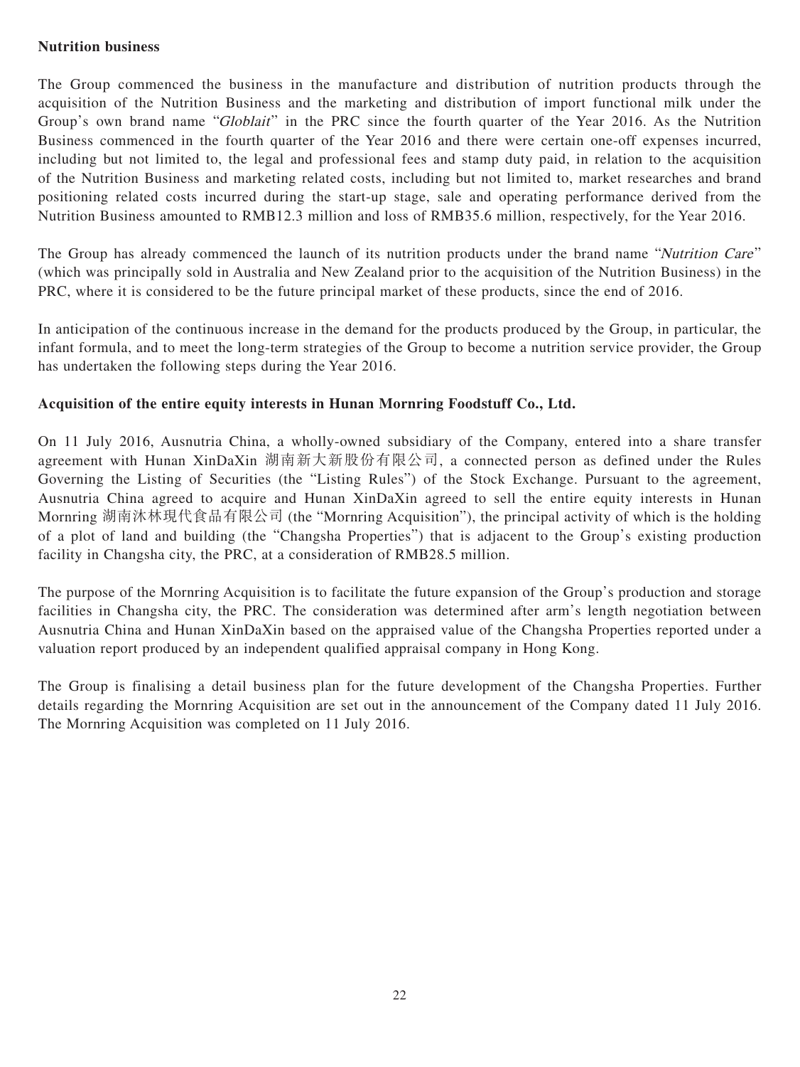**Nutrition business**

The Group commenced the business in the manufacture and distribution of nutrition products through the acquisition of the Nutrition Business and the marketing and distribution of import functional milk under the Group's own brand name "*Globlait*" in the PRC since the fourth quarter of the Year 2016. As the Nutrition Business commenced in the fourth quarter of the Year 2016 and there were certain one-off expenses incurred, including but not limited to, the legal and professional fees and stamp duty paid, in relation to the acquisition of the Nutrition Business and marketing related costs, including but not limited to, market researches and brand positioning related costs incurred during the start-up stage, sale and operating performance derived from the Nutrition Business amounted to RMB12.3 million and loss of RMB35.6 million, respectively, for the Year 2016.

The Group has already commenced the launch of its nutrition products under the brand name "*Nutrition Care*" (which was principally sold in Australia and New Zealand prior to the acquisition of the Nutrition Business) in the PRC, where it is considered to be the future principal market of these products, since the end of 2016.

In anticipation of the continuous increase in the demand for the products produced by the Group, in particular, the infant formula, and to meet the long-term strategies of the Group to become a nutrition service provider, the Group has undertaken the following steps during the Year 2016.

**Acquisition of the entire equity interests in Hunan Mornring Foodstuff Co., Ltd.**

On 11 July 2016, Ausnutria China, a wholly-owned subsidiary of the Company, entered into a share transfer agreement with Hunan XinDaXin 湖南新大新股份有限公司, a connected person as defined under the Rules Governing the Listing of Securities (the "Listing Rules") of the Stock Exchange. Pursuant to the agreement, Ausnutria China agreed to acquire and Hunan XinDaXin agreed to sell the entire equity interests in Hunan Mornring 湖南沐林現代食品有限公司 (the "Mornring Acquisition"), the principal activity of which is the holding of a plot of land and building (the "Changsha Properties") that is adjacent to the Group's existing production facility in Changsha city, the PRC, at a consideration of RMB28.5 million.

The purpose of the Mornring Acquisition is to facilitate the future expansion of the Group's production and storage facilities in Changsha city, the PRC. The consideration was determined after arm's length negotiation between Ausnutria China and Hunan XinDaXin based on the appraised value of the Changsha Properties reported under a valuation report produced by an independent qualified appraisal company in Hong Kong.

The Group is finalising a detail business plan for the future development of the Changsha Properties. Further details regarding the Mornring Acquisition are set out in the announcement of the Company dated 11 July 2016. The Mornring Acquisition was completed on 11 July 2016.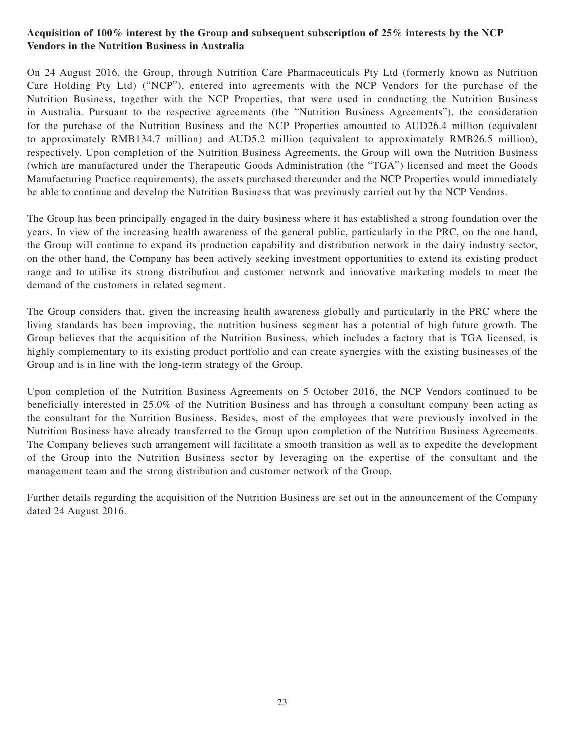**Acquisition of 100% interest by the Group and subsequent subscription of 25% interests by the NCP Vendors in the Nutrition Business in Australia**

On 24 August 2016, the Group, through Nutrition Care Pharmaceuticals Pty Ltd (formerly known as Nutrition Care Holding Pty Ltd) ("NCP"), entered into agreements with the NCP Vendors for the purchase of the Nutrition Business, together with the NCP Properties, that were used in conducting the Nutrition Business in Australia. Pursuant to the respective agreements (the "Nutrition Business Agreements"), the consideration for the purchase of the Nutrition Business and the NCP Properties amounted to AUD26.4 million (equivalent to approximately RMB134.7 million) and AUD5.2 million (equivalent to approximately RMB26.5 million), respectively. Upon completion of the Nutrition Business Agreements, the Group will own the Nutrition Business (which are manufactured under the Therapeutic Goods Administration (the "TGA") licensed and meet the Goods Manufacturing Practice requirements), the assets purchased thereunder and the NCP Properties would immediately be able to continue and develop the Nutrition Business that was previously carried out by the NCP Vendors.

The Group has been principally engaged in the dairy business where it has established a strong foundation over the years. In view of the increasing health awareness of the general public, particularly in the PRC, on the one hand, the Group will continue to expand its production capability and distribution network in the dairy industry sector, on the other hand, the Company has been actively seeking investment opportunities to extend its existing product range and to utilise its strong distribution and customer network and innovative marketing models to meet the demand of the customers in related segment.

The Group considers that, given the increasing health awareness globally and particularly in the PRC where the living standards has been improving, the nutrition business segment has a potential of high future growth. The Group believes that the acquisition of the Nutrition Business, which includes a factory that is TGA licensed, is highly complementary to its existing product portfolio and can create synergies with the existing businesses of the Group and is in line with the long-term strategy of the Group.

Upon completion of the Nutrition Business Agreements on 5 October 2016, the NCP Vendors continued to be beneficially interested in 25.0% of the Nutrition Business and has through a consultant company been acting as the consultant for the Nutrition Business. Besides, most of the employees that were previously involved in the Nutrition Business have already transferred to the Group upon completion of the Nutrition Business Agreements. The Company believes such arrangement will facilitate a smooth transition as well as to expedite the development of the Group into the Nutrition Business sector by leveraging on the expertise of the consultant and the management team and the strong distribution and customer network of the Group.

Further details regarding the acquisition of the Nutrition Business are set out in the announcement of the Company dated 24 August 2016.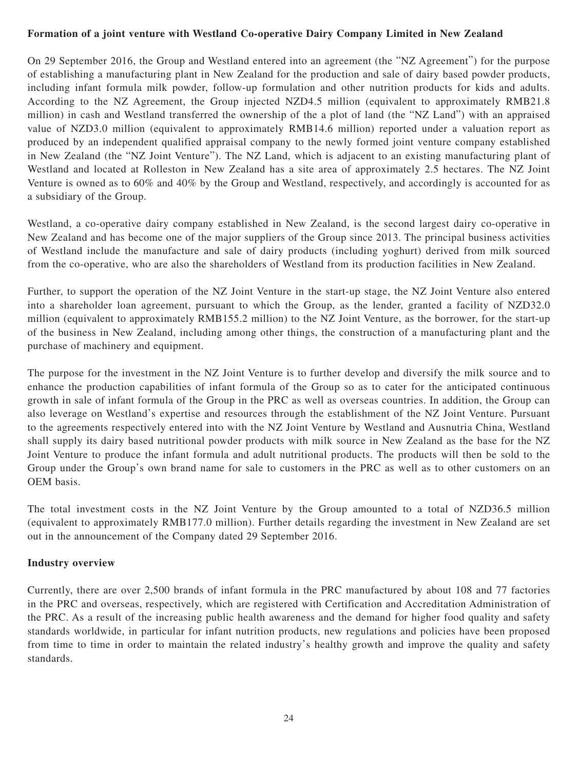**Formation of a joint venture with Westland Co-operative Dairy Company Limited in New Zealand**

On 29 September 2016, the Group and Westland entered into an agreement (the "NZ Agreement") for the purpose of establishing a manufacturing plant in New Zealand for the production and sale of dairy based powder products, including infant formula milk powder, follow-up formulation and other nutrition products for kids and adults. According to the NZ Agreement, the Group injected NZD4.5 million (equivalent to approximately RMB21.8 million) in cash and Westland transferred the ownership of the a plot of land (the "NZ Land") with an appraised value of NZD3.0 million (equivalent to approximately RMB14.6 million) reported under a valuation report as produced by an independent qualified appraisal company to the newly formed joint venture company established in New Zealand (the "NZ Joint Venture"). The NZ Land, which is adjacent to an existing manufacturing plant of Westland and located at Rolleston in New Zealand has a site area of approximately 2.5 hectares. The NZ Joint Venture is owned as to 60% and 40% by the Group and Westland, respectively, and accordingly is accounted for as a subsidiary of the Group.

Westland, a co-operative dairy company established in New Zealand, is the second largest dairy co-operative in New Zealand and has become one of the major suppliers of the Group since 2013. The principal business activities of Westland include the manufacture and sale of dairy products (including yoghurt) derived from milk sourced from the co-operative, who are also the shareholders of Westland from its production facilities in New Zealand.

Further, to support the operation of the NZ Joint Venture in the start-up stage, the NZ Joint Venture also entered into a shareholder loan agreement, pursuant to which the Group, as the lender, granted a facility of NZD32.0 million (equivalent to approximately RMB155.2 million) to the NZ Joint Venture, as the borrower, for the start-up of the business in New Zealand, including among other things, the construction of a manufacturing plant and the purchase of machinery and equipment.

The purpose for the investment in the NZ Joint Venture is to further develop and diversify the milk source and to enhance the production capabilities of infant formula of the Group so as to cater for the anticipated continuous growth in sale of infant formula of the Group in the PRC as well as overseas countries. In addition, the Group can also leverage on Westland's expertise and resources through the establishment of the NZ Joint Venture. Pursuant to the agreements respectively entered into with the NZ Joint Venture by Westland and Ausnutria China, Westland shall supply its dairy based nutritional powder products with milk source in New Zealand as the base for the NZ Joint Venture to produce the infant formula and adult nutritional products. The products will then be sold to the Group under the Group's own brand name for sale to customers in the PRC as well as to other customers on an OEM basis.

The total investment costs in the NZ Joint Venture by the Group amounted to a total of NZD36.5 million (equivalent to approximately RMB177.0 million). Further details regarding the investment in New Zealand are set out in the announcement of the Company dated 29 September 2016.

**Industry overview**

Currently, there are over 2,500 brands of infant formula in the PRC manufactured by about 108 and 77 factories in the PRC and overseas, respectively, which are registered with Certification and Accreditation Administration of the PRC. As a result of the increasing public health awareness and the demand for higher food quality and safety standards worldwide, in particular for infant nutrition products, new regulations and policies have been proposed from time to time in order to maintain the related industry's healthy growth and improve the quality and safety standards.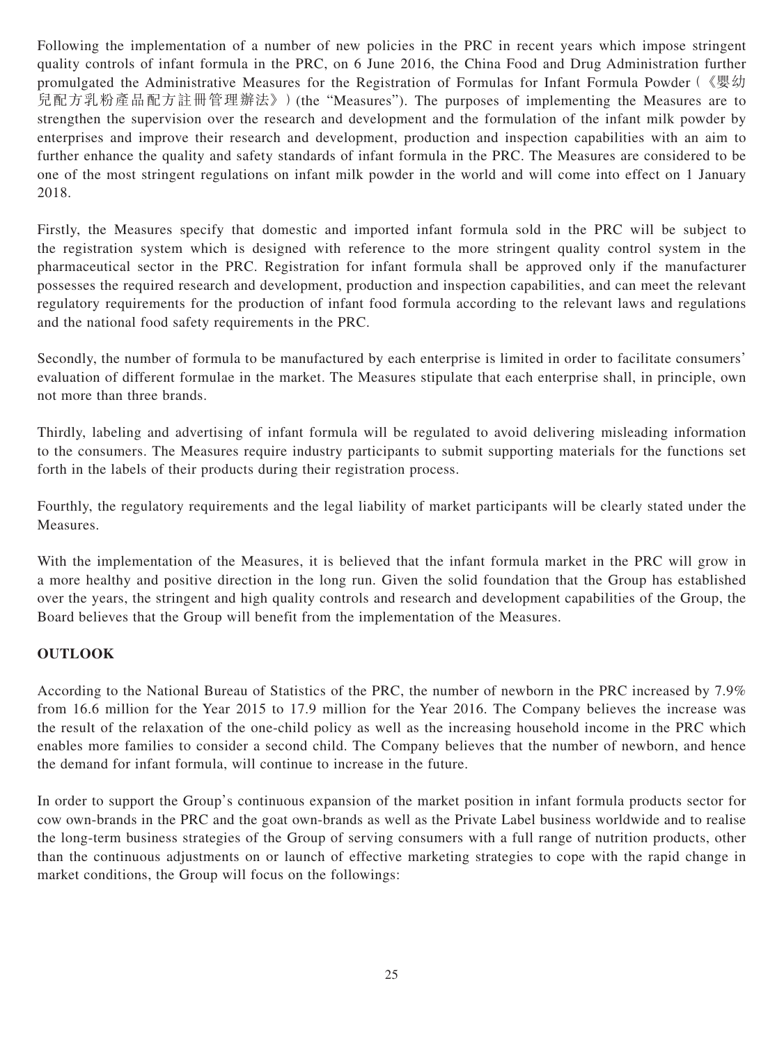Following the implementation of a number of new policies in the PRC in recent years which impose stringent quality controls of infant formula in the PRC, on 6 June 2016, the China Food and Drug Administration further promulgated the Administrative Measures for the Registration of Formulas for Infant Formula Powder（《嬰幼兒配方乳粉產品配方註冊管理辦法》）(the "Measures"). The purposes of implementing the Measures are to strengthen the supervision over the research and development and the formulation of the infant milk powder by enterprises and improve their research and development, production and inspection capabilities with an aim to further enhance the quality and safety standards of infant formula in the PRC. The Measures are considered to be one of the most stringent regulations on infant milk powder in the world and will come into effect on 1 January 2018.

Firstly, the Measures specify that domestic and imported infant formula sold in the PRC will be subject to the registration system which is designed with reference to the more stringent quality control system in the pharmaceutical sector in the PRC. Registration for infant formula shall be approved only if the manufacturer possesses the required research and development, production and inspection capabilities, and can meet the relevant regulatory requirements for the production of infant food formula according to the relevant laws and regulations and the national food safety requirements in the PRC.

Secondly, the number of formula to be manufactured by each enterprise is limited in order to facilitate consumers' evaluation of different formulae in the market. The Measures stipulate that each enterprise shall, in principle, own not more than three brands.

Thirdly, labeling and advertising of infant formula will be regulated to avoid delivering misleading information to the consumers. The Measures require industry participants to submit supporting materials for the functions set forth in the labels of their products during their registration process.

Fourthly, the regulatory requirements and the legal liability of market participants will be clearly stated under the Measures.

With the implementation of the Measures, it is believed that the infant formula market in the PRC will grow in a more healthy and positive direction in the long run. Given the solid foundation that the Group has established over the years, the stringent and high quality controls and research and development capabilities of the Group, the Board believes that the Group will benefit from the implementation of the Measures.

## OUTLOOK

According to the National Bureau of Statistics of the PRC, the number of newborn in the PRC increased by 7.9% from 16.6 million for the Year 2015 to 17.9 million for the Year 2016. The Company believes the increase was the result of the relaxation of the one-child policy as well as the increasing household income in the PRC which enables more families to consider a second child. The Company believes that the number of newborn, and hence the demand for infant formula, will continue to increase in the future.

In order to support the Group's continuous expansion of the market position in infant formula products sector for cow own-brands in the PRC and the goat own-brands as well as the Private Label business worldwide and to realise the long-term business strategies of the Group of serving consumers with a full range of nutrition products, other than the continuous adjustments on or launch of effective marketing strategies to cope with the rapid change in market conditions, the Group will focus on the followings: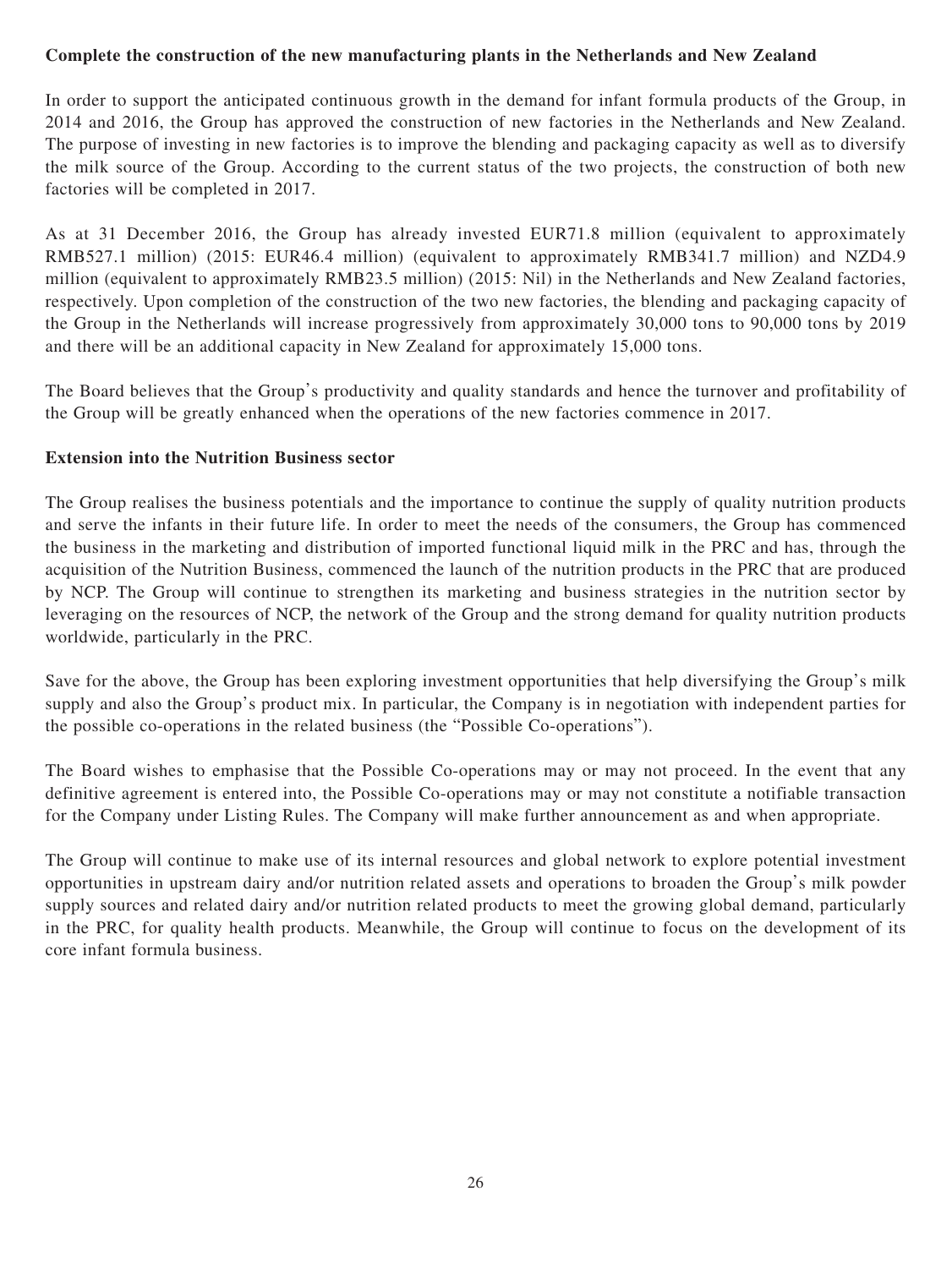**Complete the construction of the new manufacturing plants in the Netherlands and New Zealand**

In order to support the anticipated continuous growth in the demand for infant formula products of the Group, in 2014 and 2016, the Group has approved the construction of new factories in the Netherlands and New Zealand. The purpose of investing in new factories is to improve the blending and packaging capacity as well as to diversify the milk source of the Group. According to the current status of the two projects, the construction of both new factories will be completed in 2017.

As at 31 December 2016, the Group has already invested EUR71.8 million (equivalent to approximately RMB527.1 million) (2015: EUR46.4 million) (equivalent to approximately RMB341.7 million) and NZD4.9 million (equivalent to approximately RMB23.5 million) (2015: Nil) in the Netherlands and New Zealand factories, respectively. Upon completion of the construction of the two new factories, the blending and packaging capacity of the Group in the Netherlands will increase progressively from approximately 30,000 tons to 90,000 tons by 2019 and there will be an additional capacity in New Zealand for approximately 15,000 tons.

The Board believes that the Group's productivity and quality standards and hence the turnover and profitability of the Group will be greatly enhanced when the operations of the new factories commence in 2017.

**Extension into the Nutrition Business sector**

The Group realises the business potentials and the importance to continue the supply of quality nutrition products and serve the infants in their future life. In order to meet the needs of the consumers, the Group has commenced the business in the marketing and distribution of imported functional liquid milk in the PRC and has, through the acquisition of the Nutrition Business, commenced the launch of the nutrition products in the PRC that are produced by NCP. The Group will continue to strengthen its marketing and business strategies in the nutrition sector by leveraging on the resources of NCP, the network of the Group and the strong demand for quality nutrition products worldwide, particularly in the PRC.

Save for the above, the Group has been exploring investment opportunities that help diversifying the Group's milk supply and also the Group's product mix. In particular, the Company is in negotiation with independent parties for the possible co-operations in the related business (the "Possible Co-operations").

The Board wishes to emphasise that the Possible Co-operations may or may not proceed. In the event that any definitive agreement is entered into, the Possible Co-operations may or may not constitute a notifiable transaction for the Company under Listing Rules. The Company will make further announcement as and when appropriate.

The Group will continue to make use of its internal resources and global network to explore potential investment opportunities in upstream dairy and/or nutrition related assets and operations to broaden the Group's milk powder supply sources and related dairy and/or nutrition related products to meet the growing global demand, particularly in the PRC, for quality health products. Meanwhile, the Group will continue to focus on the development of its core infant formula business.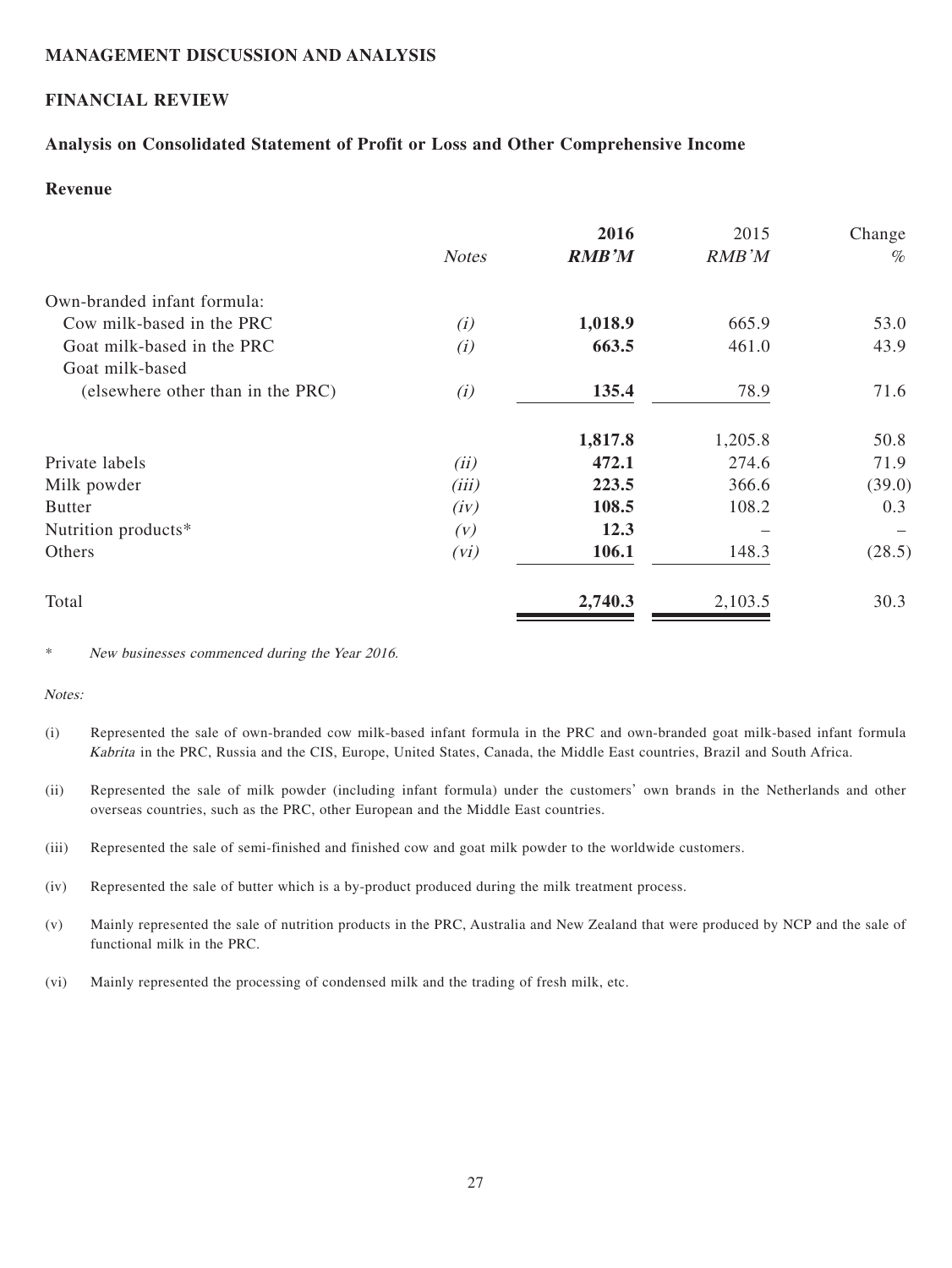## MANAGEMENT DISCUSSION AND ANALYSIS

## FINANCIAL REVIEW

### Analysis on Consolidated Statement of Profit or Loss and Other Comprehensive Income

#### Revenue

| | *Notes* | **2016** **RMB'M** | 2015 RMB'M | Change % |
|---|---|---|---|---|
| Own-branded infant formula: | | | | |
| Cow milk-based in the PRC | *(i)* | **1,018.9** | 665.9 | 53.0 |
| Goat milk-based in the PRC | *(i)* | **663.5** | 461.0 | 43.9 |
| Goat milk-based (elsewhere other than in the PRC) | *(i)* | **135.4** | 78.9 | 71.6 |
| | | **1,817.8** | 1,205.8 | 50.8 |
| Private labels | *(ii)* | **472.1** | 274.6 | 71.9 |
| Milk powder | *(iii)* | **223.5** | 366.6 | (39.0) |
| Butter | *(iv)* | **108.5** | 108.2 | 0.3 |
| Nutrition products* | *(v)* | **12.3** | – | – |
| Others | *(vi)* | **106.1** | 148.3 | (28.5) |
| Total | | **2,740.3** | 2,103.5 | 30.3 |

\* *New businesses commenced during the Year 2016.*

*Notes:*

(i) Represented the sale of own-branded cow milk-based infant formula in the PRC and own-branded goat milk-based infant formula *Kabrita* in the PRC, Russia and the CIS, Europe, United States, Canada, the Middle East countries, Brazil and South Africa.

(ii) Represented the sale of milk powder (including infant formula) under the customers' own brands in the Netherlands and other overseas countries, such as the PRC, other European and the Middle East countries.

(iii) Represented the sale of semi-finished and finished cow and goat milk powder to the worldwide customers.

(iv) Represented the sale of butter which is a by-product produced during the milk treatment process.

(v) Mainly represented the sale of nutrition products in the PRC, Australia and New Zealand that were produced by NCP and the sale of functional milk in the PRC.

(vi) Mainly represented the processing of condensed milk and the trading of fresh milk, etc.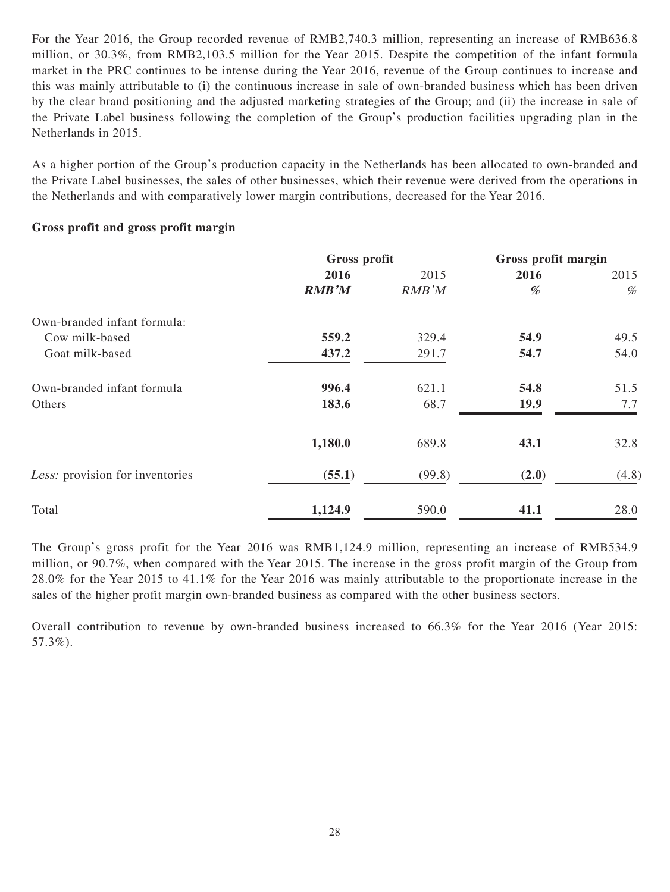For the Year 2016, the Group recorded revenue of RMB2,740.3 million, representing an increase of RMB636.8 million, or 30.3%, from RMB2,103.5 million for the Year 2015. Despite the competition of the infant formula market in the PRC continues to be intense during the Year 2016, revenue of the Group continues to increase and this was mainly attributable to (i) the continuous increase in sale of own-branded business which has been driven by the clear brand positioning and the adjusted marketing strategies of the Group; and (ii) the increase in sale of the Private Label business following the completion of the Group's production facilities upgrading plan in the Netherlands in 2015.

As a higher portion of the Group's production capacity in the Netherlands has been allocated to own-branded and the Private Label businesses, the sales of other businesses, which their revenue were derived from the operations in the Netherlands and with comparatively lower margin contributions, decreased for the Year 2016.

**Gross profit and gross profit margin**

| | Gross profit | | Gross profit margin | |
|---|---|---|---|---|
| | **2016** | 2015 | **2016** | 2015 |
| | ***RMB'M*** | *RMB'M* | ***%*** | *%* |
| Own-branded infant formula: | | | | |
| Cow milk-based | **559.2** | 329.4 | **54.9** | 49.5 |
| Goat milk-based | **437.2** | 291.7 | **54.7** | 54.0 |
| Own-branded infant formula | **996.4** | 621.1 | **54.8** | 51.5 |
| Others | **183.6** | 68.7 | **19.9** | 7.7 |
| | **1,180.0** | 689.8 | **43.1** | 32.8 |
| *Less:* provision for inventories | **(55.1)** | (99.8) | **(2.0)** | (4.8) |
| Total | **1,124.9** | 590.0 | **41.1** | 28.0 |

The Group's gross profit for the Year 2016 was RMB1,124.9 million, representing an increase of RMB534.9 million, or 90.7%, when compared with the Year 2015. The increase in the gross profit margin of the Group from 28.0% for the Year 2015 to 41.1% for the Year 2016 was mainly attributable to the proportionate increase in the sales of the higher profit margin own-branded business as compared with the other business sectors.

Overall contribution to revenue by own-branded business increased to 66.3% for the Year 2016 (Year 2015: 57.3%).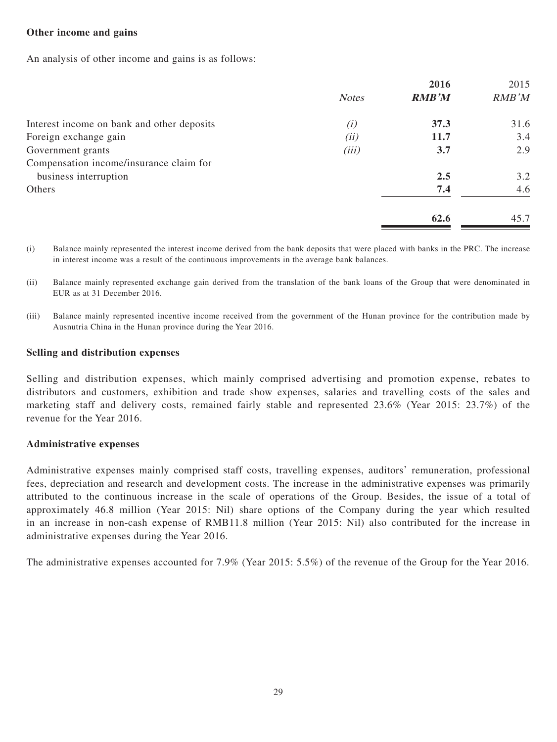**Other income and gains**

An analysis of other income and gains is as follows:

| | *Notes* | **2016** | 2015 |
|---|---|---|---|
| | | ***RMB'M*** | *RMB'M* |
| Interest income on bank and other deposits | *(i)* | **37.3** | 31.6 |
| Foreign exchange gain | *(ii)* | **11.7** | 3.4 |
| Government grants | *(iii)* | **3.7** | 2.9 |
| Compensation income/insurance claim for business interruption | | **2.5** | 3.2 |
| Others | | **7.4** | 4.6 |
| | | **62.6** | 45.7 |

(i) Balance mainly represented the interest income derived from the bank deposits that were placed with banks in the PRC. The increase in interest income was a result of the continuous improvements in the average bank balances.

(ii) Balance mainly represented exchange gain derived from the translation of the bank loans of the Group that were denominated in EUR as at 31 December 2016.

(iii) Balance mainly represented incentive income received from the government of the Hunan province for the contribution made by Ausnutria China in the Hunan province during the Year 2016.

**Selling and distribution expenses**

Selling and distribution expenses, which mainly comprised advertising and promotion expense, rebates to distributors and customers, exhibition and trade show expenses, salaries and travelling costs of the sales and marketing staff and delivery costs, remained fairly stable and represented 23.6% (Year 2015: 23.7%) of the revenue for the Year 2016.

**Administrative expenses**

Administrative expenses mainly comprised staff costs, travelling expenses, auditors' remuneration, professional fees, depreciation and research and development costs. The increase in the administrative expenses was primarily attributed to the continuous increase in the scale of operations of the Group. Besides, the issue of a total of approximately 46.8 million (Year 2015: Nil) share options of the Company during the year which resulted in an increase in non-cash expense of RMB11.8 million (Year 2015: Nil) also contributed for the increase in administrative expenses during the Year 2016.

The administrative expenses accounted for 7.9% (Year 2015: 5.5%) of the revenue of the Group for the Year 2016.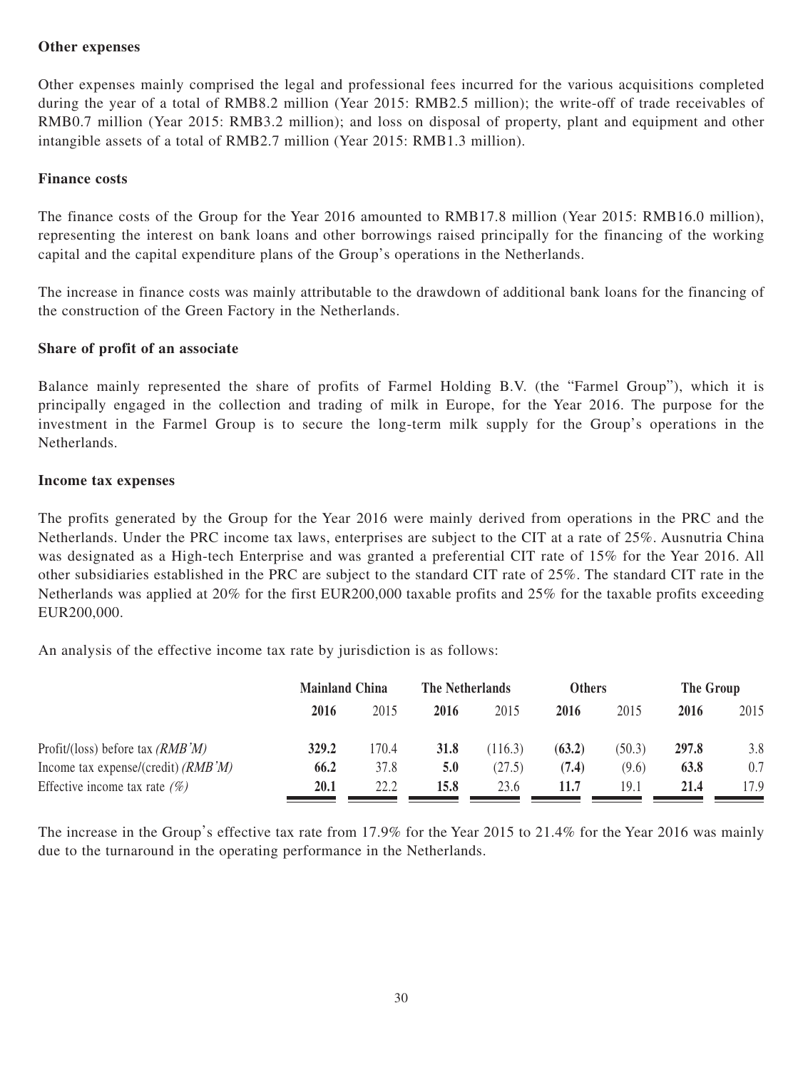**Other expenses**

Other expenses mainly comprised the legal and professional fees incurred for the various acquisitions completed during the year of a total of RMB8.2 million (Year 2015: RMB2.5 million); the write-off of trade receivables of RMB0.7 million (Year 2015: RMB3.2 million); and loss on disposal of property, plant and equipment and other intangible assets of a total of RMB2.7 million (Year 2015: RMB1.3 million).

**Finance costs**

The finance costs of the Group for the Year 2016 amounted to RMB17.8 million (Year 2015: RMB16.0 million), representing the interest on bank loans and other borrowings raised principally for the financing of the working capital and the capital expenditure plans of the Group's operations in the Netherlands.

The increase in finance costs was mainly attributable to the drawdown of additional bank loans for the financing of the construction of the Green Factory in the Netherlands.

**Share of profit of an associate**

Balance mainly represented the share of profits of Farmel Holding B.V. (the "Farmel Group"), which it is principally engaged in the collection and trading of milk in Europe, for the Year 2016. The purpose for the investment in the Farmel Group is to secure the long-term milk supply for the Group's operations in the Netherlands.

**Income tax expenses**

The profits generated by the Group for the Year 2016 were mainly derived from operations in the PRC and the Netherlands. Under the PRC income tax laws, enterprises are subject to the CIT at a rate of 25%. Ausnutria China was designated as a High-tech Enterprise and was granted a preferential CIT rate of 15% for the Year 2016. All other subsidiaries established in the PRC are subject to the standard CIT rate of 25%. The standard CIT rate in the Netherlands was applied at 20% for the first EUR200,000 taxable profits and 25% for the taxable profits exceeding EUR200,000.

An analysis of the effective income tax rate by jurisdiction is as follows:

| | Mainland China | | The Netherlands | | Others | | The Group | |
|---|---|---|---|---|---|---|---|---|
| | **2016** | 2015 | **2016** | 2015 | **2016** | 2015 | **2016** | 2015 |
| Profit/(loss) before tax *(RMB'M)* | **329.2** | 170.4 | **31.8** | (116.3) | **(63.2)** | (50.3) | **297.8** | 3.8 |
| Income tax expense/(credit) *(RMB'M)* | **66.2** | 37.8 | **5.0** | (27.5) | **(7.4)** | (9.6) | **63.8** | 0.7 |
| Effective income tax rate *(%)* | **20.1** | 22.2 | **15.8** | 23.6 | **11.7** | 19.1 | **21.4** | 17.9 |

The increase in the Group's effective tax rate from 17.9% for the Year 2015 to 21.4% for the Year 2016 was mainly due to the turnaround in the operating performance in the Netherlands.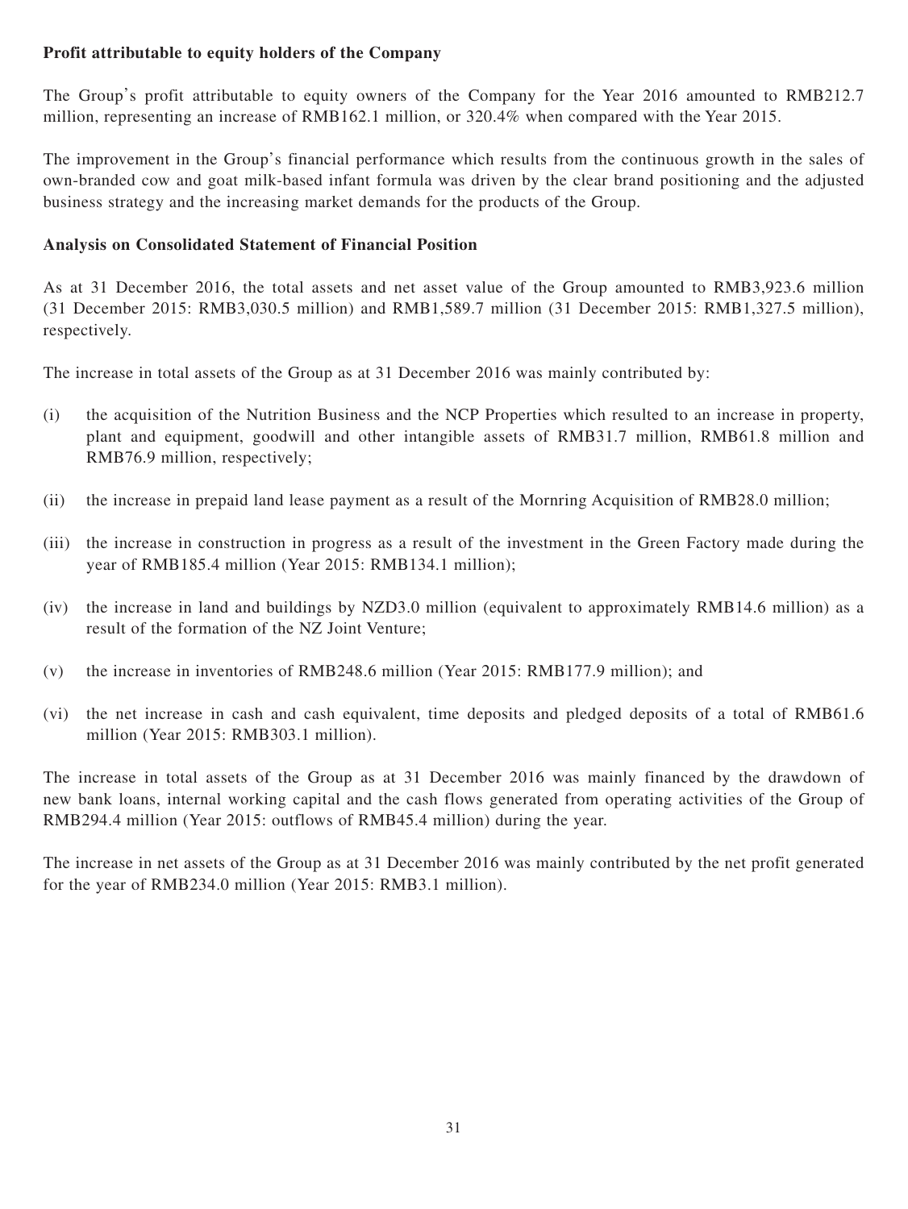**Profit attributable to equity holders of the Company**

The Group's profit attributable to equity owners of the Company for the Year 2016 amounted to RMB212.7 million, representing an increase of RMB162.1 million, or 320.4% when compared with the Year 2015.

The improvement in the Group's financial performance which results from the continuous growth in the sales of own-branded cow and goat milk-based infant formula was driven by the clear brand positioning and the adjusted business strategy and the increasing market demands for the products of the Group.

**Analysis on Consolidated Statement of Financial Position**

As at 31 December 2016, the total assets and net asset value of the Group amounted to RMB3,923.6 million (31 December 2015: RMB3,030.5 million) and RMB1,589.7 million (31 December 2015: RMB1,327.5 million), respectively.

The increase in total assets of the Group as at 31 December 2016 was mainly contributed by:

(i) the acquisition of the Nutrition Business and the NCP Properties which resulted to an increase in property, plant and equipment, goodwill and other intangible assets of RMB31.7 million, RMB61.8 million and RMB76.9 million, respectively;

(ii) the increase in prepaid land lease payment as a result of the Mornring Acquisition of RMB28.0 million;

(iii) the increase in construction in progress as a result of the investment in the Green Factory made during the year of RMB185.4 million (Year 2015: RMB134.1 million);

(iv) the increase in land and buildings by NZD3.0 million (equivalent to approximately RMB14.6 million) as a result of the formation of the NZ Joint Venture;

(v) the increase in inventories of RMB248.6 million (Year 2015: RMB177.9 million); and

(vi) the net increase in cash and cash equivalent, time deposits and pledged deposits of a total of RMB61.6 million (Year 2015: RMB303.1 million).

The increase in total assets of the Group as at 31 December 2016 was mainly financed by the drawdown of new bank loans, internal working capital and the cash flows generated from operating activities of the Group of RMB294.4 million (Year 2015: outflows of RMB45.4 million) during the year.

The increase in net assets of the Group as at 31 December 2016 was mainly contributed by the net profit generated for the year of RMB234.0 million (Year 2015: RMB3.1 million).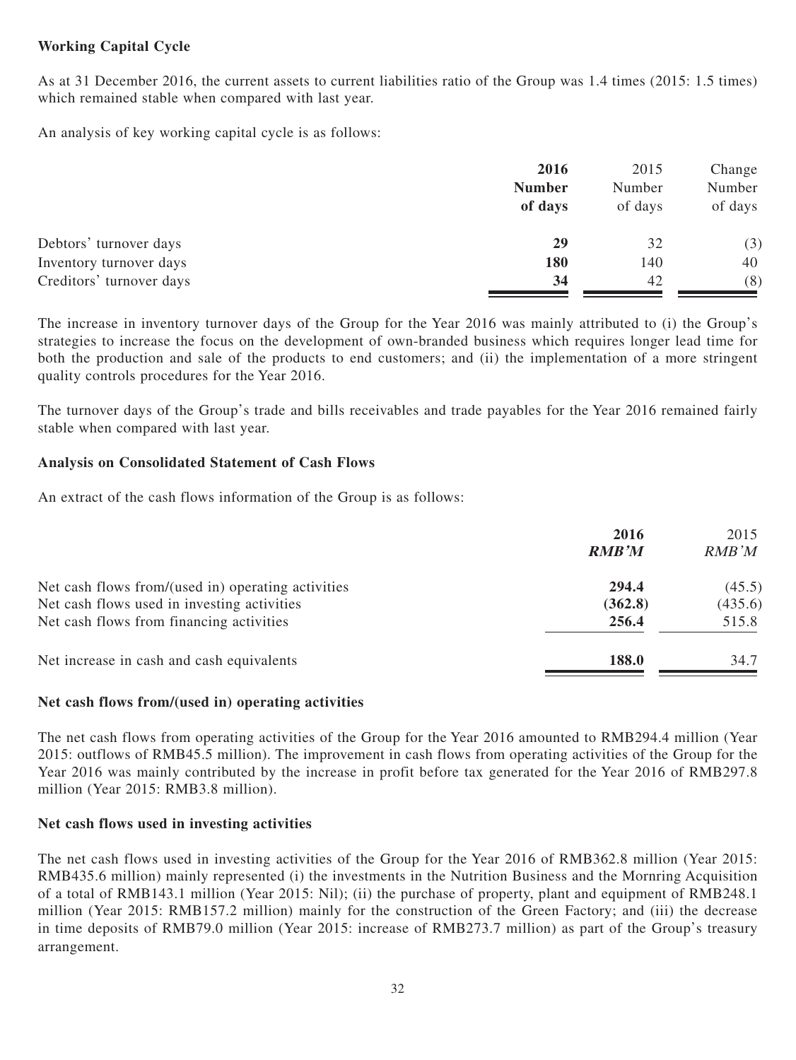**Working Capital Cycle**

As at 31 December 2016, the current assets to current liabilities ratio of the Group was 1.4 times (2015: 1.5 times) which remained stable when compared with last year.

An analysis of key working capital cycle is as follows:

| | **2016 Number of days** | 2015 Number of days | Change Number of days |
|---|---|---|---|
| Debtors' turnover days | **29** | 32 | (3) |
| Inventory turnover days | **180** | 140 | 40 |
| Creditors' turnover days | **34** | 42 | (8) |

The increase in inventory turnover days of the Group for the Year 2016 was mainly attributed to (i) the Group's strategies to increase the focus on the development of own-branded business which requires longer lead time for both the production and sale of the products to end customers; and (ii) the implementation of a more stringent quality controls procedures for the Year 2016.

The turnover days of the Group's trade and bills receivables and trade payables for the Year 2016 remained fairly stable when compared with last year.

**Analysis on Consolidated Statement of Cash Flows**

An extract of the cash flows information of the Group is as follows:

| | **2016 *RMB'M*** | 2015 *RMB'M* |
|---|---|---|
| Net cash flows from/(used in) operating activities | **294.4** | (45.5) |
| Net cash flows used in investing activities | **(362.8)** | (435.6) |
| Net cash flows from financing activities | **256.4** | 515.8 |
| Net increase in cash and cash equivalents | **188.0** | 34.7 |

**Net cash flows from/(used in) operating activities**

The net cash flows from operating activities of the Group for the Year 2016 amounted to RMB294.4 million (Year 2015: outflows of RMB45.5 million). The improvement in cash flows from operating activities of the Group for the Year 2016 was mainly contributed by the increase in profit before tax generated for the Year 2016 of RMB297.8 million (Year 2015: RMB3.8 million).

**Net cash flows used in investing activities**

The net cash flows used in investing activities of the Group for the Year 2016 of RMB362.8 million (Year 2015: RMB435.6 million) mainly represented (i) the investments in the Nutrition Business and the Mornring Acquisition of a total of RMB143.1 million (Year 2015: Nil); (ii) the purchase of property, plant and equipment of RMB248.1 million (Year 2015: RMB157.2 million) mainly for the construction of the Green Factory; and (iii) the decrease in time deposits of RMB79.0 million (Year 2015: increase of RMB273.7 million) as part of the Group's treasury arrangement.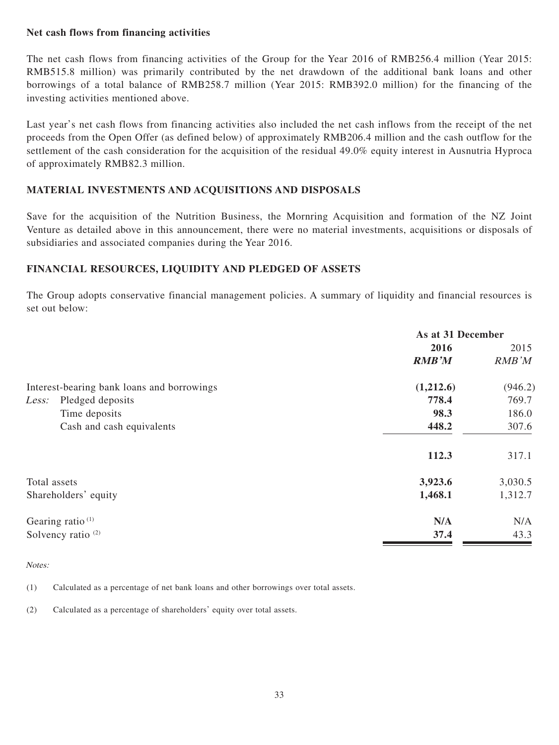**Net cash flows from financing activities**

The net cash flows from financing activities of the Group for the Year 2016 of RMB256.4 million (Year 2015: RMB515.8 million) was primarily contributed by the net drawdown of the additional bank loans and other borrowings of a total balance of RMB258.7 million (Year 2015: RMB392.0 million) for the financing of the investing activities mentioned above.

Last year's net cash flows from financing activities also included the net cash inflows from the receipt of the net proceeds from the Open Offer (as defined below) of approximately RMB206.4 million and the cash outflow for the settlement of the cash consideration for the acquisition of the residual 49.0% equity interest in Ausnutria Hyproca of approximately RMB82.3 million.

## MATERIAL INVESTMENTS AND ACQUISITIONS AND DISPOSALS

Save for the acquisition of the Nutrition Business, the Mornring Acquisition and formation of the NZ Joint Venture as detailed above in this announcement, there were no material investments, acquisitions or disposals of subsidiaries and associated companies during the Year 2016.

## FINANCIAL RESOURCES, LIQUIDITY AND PLEDGED OF ASSETS

The Group adopts conservative financial management policies. A summary of liquidity and financial resources is set out below:

| | As at 31 December | |
|---|---|---|
| | **2016** | 2015 |
| | ***RMB'M*** | *RMB'M* |
| Interest-bearing bank loans and borrowings | **(1,212.6)** | (946.2) |
| *Less:* Pledged deposits | **778.4** | 769.7 |
| Time deposits | **98.3** | 186.0 |
| Cash and cash equivalents | **448.2** | 307.6 |
| | **112.3** | 317.1 |
| Total assets | **3,923.6** | 3,030.5 |
| Shareholders' equity | **1,468.1** | 1,312.7 |
| Gearing ratio [(1)] | **N/A** | N/A |
| Solvency ratio [(2)] | **37.4** | 43.3 |

*Notes:*

(1) Calculated as a percentage of net bank loans and other borrowings over total assets.

(2) Calculated as a percentage of shareholders' equity over total assets.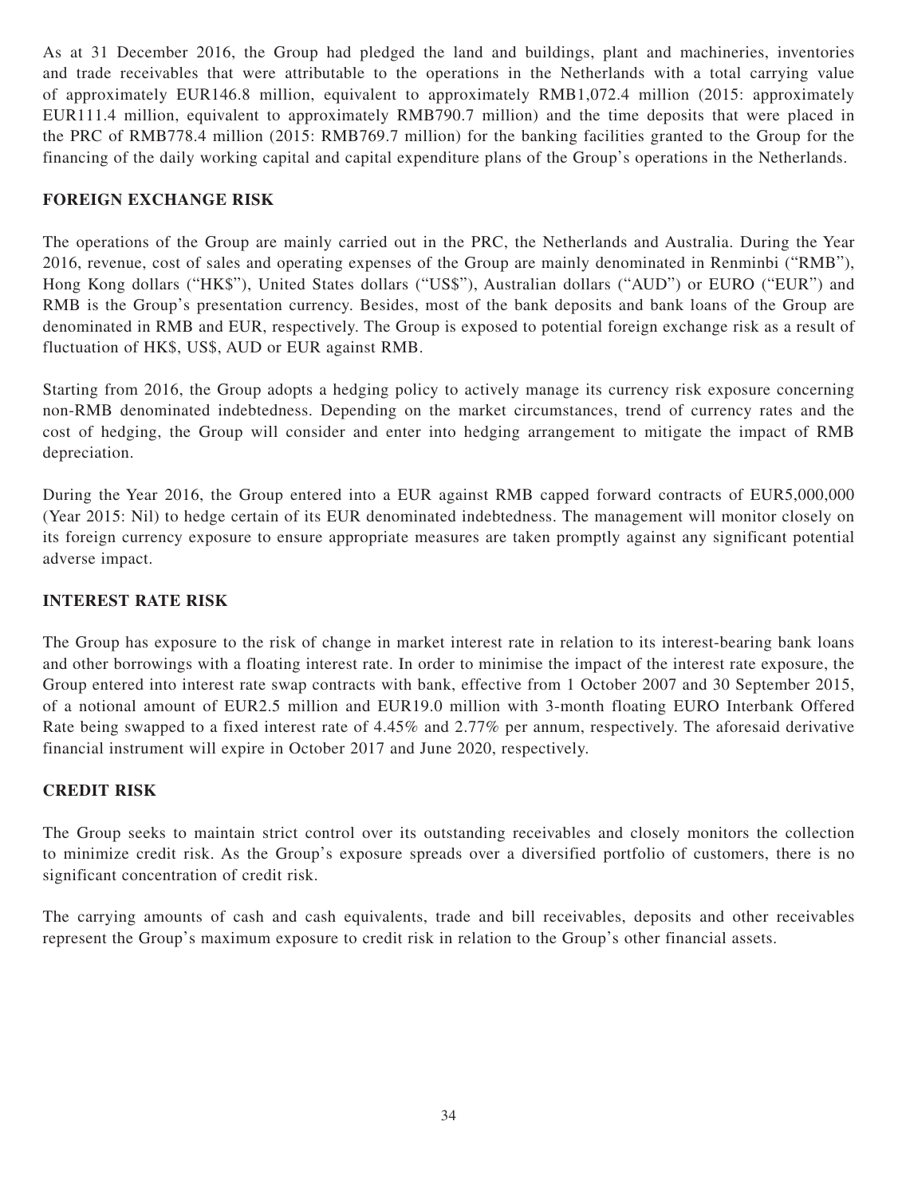As at 31 December 2016, the Group had pledged the land and buildings, plant and machineries, inventories and trade receivables that were attributable to the operations in the Netherlands with a total carrying value of approximately EUR146.8 million, equivalent to approximately RMB1,072.4 million (2015: approximately EUR111.4 million, equivalent to approximately RMB790.7 million) and the time deposits that were placed in the PRC of RMB778.4 million (2015: RMB769.7 million) for the banking facilities granted to the Group for the financing of the daily working capital and capital expenditure plans of the Group's operations in the Netherlands.

## FOREIGN EXCHANGE RISK

The operations of the Group are mainly carried out in the PRC, the Netherlands and Australia. During the Year 2016, revenue, cost of sales and operating expenses of the Group are mainly denominated in Renminbi ("RMB"), Hong Kong dollars ("HK$"), United States dollars ("US$"), Australian dollars ("AUD") or EURO ("EUR") and RMB is the Group's presentation currency. Besides, most of the bank deposits and bank loans of the Group are denominated in RMB and EUR, respectively. The Group is exposed to potential foreign exchange risk as a result of fluctuation of HK$, US$, AUD or EUR against RMB.

Starting from 2016, the Group adopts a hedging policy to actively manage its currency risk exposure concerning non-RMB denominated indebtedness. Depending on the market circumstances, trend of currency rates and the cost of hedging, the Group will consider and enter into hedging arrangement to mitigate the impact of RMB depreciation.

During the Year 2016, the Group entered into a EUR against RMB capped forward contracts of EUR5,000,000 (Year 2015: Nil) to hedge certain of its EUR denominated indebtedness. The management will monitor closely on its foreign currency exposure to ensure appropriate measures are taken promptly against any significant potential adverse impact.

## INTEREST RATE RISK

The Group has exposure to the risk of change in market interest rate in relation to its interest-bearing bank loans and other borrowings with a floating interest rate. In order to minimise the impact of the interest rate exposure, the Group entered into interest rate swap contracts with bank, effective from 1 October 2007 and 30 September 2015, of a notional amount of EUR2.5 million and EUR19.0 million with 3-month floating EURO Interbank Offered Rate being swapped to a fixed interest rate of 4.45% and 2.77% per annum, respectively. The aforesaid derivative financial instrument will expire in October 2017 and June 2020, respectively.

## CREDIT RISK

The Group seeks to maintain strict control over its outstanding receivables and closely monitors the collection to minimize credit risk. As the Group's exposure spreads over a diversified portfolio of customers, there is no significant concentration of credit risk.

The carrying amounts of cash and cash equivalents, trade and bill receivables, deposits and other receivables represent the Group's maximum exposure to credit risk in relation to the Group's other financial assets.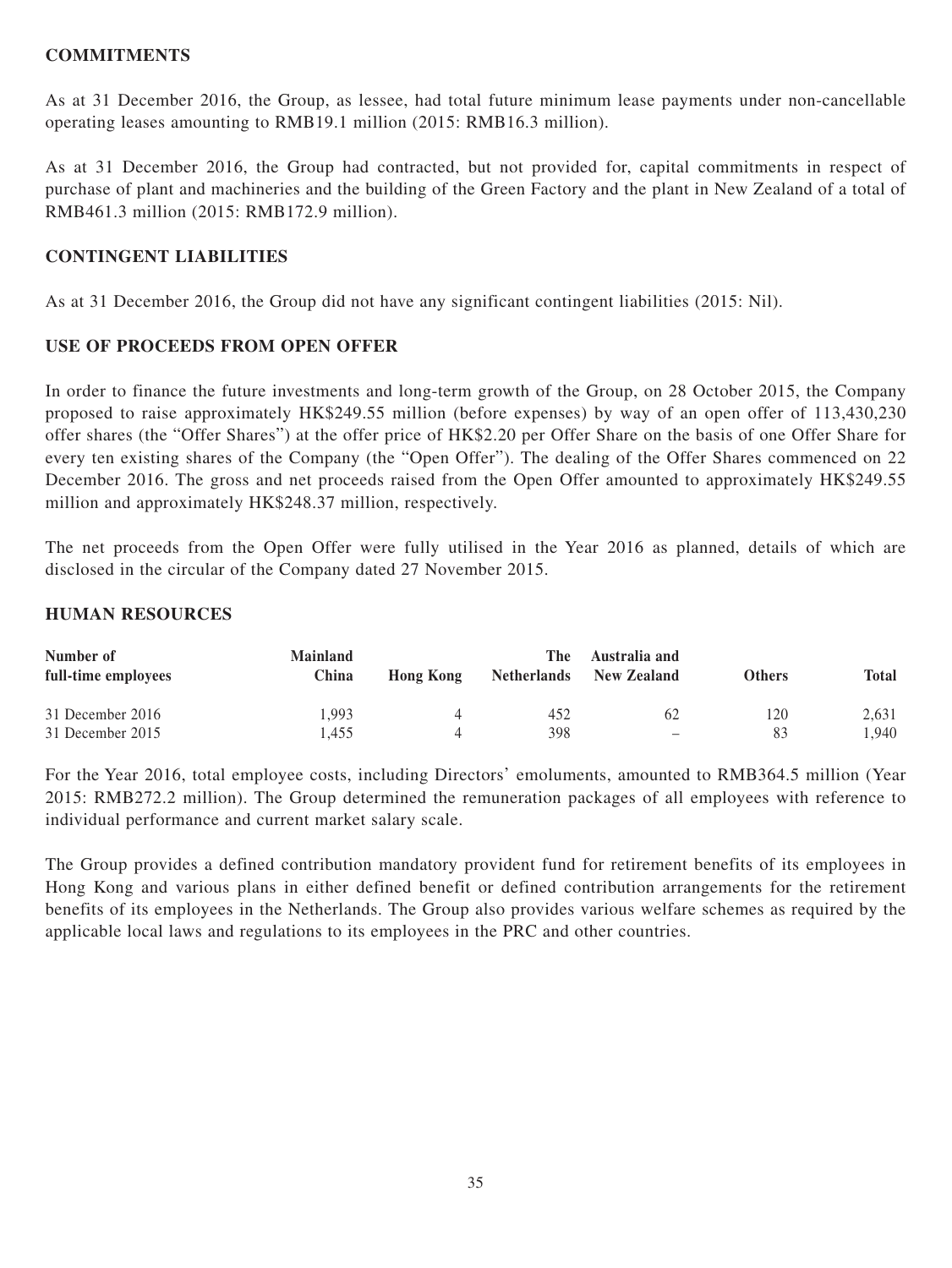## COMMITMENTS

As at 31 December 2016, the Group, as lessee, had total future minimum lease payments under non-cancellable operating leases amounting to RMB19.1 million (2015: RMB16.3 million).

As at 31 December 2016, the Group had contracted, but not provided for, capital commitments in respect of purchase of plant and machineries and the building of the Green Factory and the plant in New Zealand of a total of RMB461.3 million (2015: RMB172.9 million).

## CONTINGENT LIABILITIES

As at 31 December 2016, the Group did not have any significant contingent liabilities (2015: Nil).

## USE OF PROCEEDS FROM OPEN OFFER

In order to finance the future investments and long-term growth of the Group, on 28 October 2015, the Company proposed to raise approximately HK$249.55 million (before expenses) by way of an open offer of 113,430,230 offer shares (the "Offer Shares") at the offer price of HK$2.20 per Offer Share on the basis of one Offer Share for every ten existing shares of the Company (the "Open Offer"). The dealing of the Offer Shares commenced on 22 December 2016. The gross and net proceeds raised from the Open Offer amounted to approximately HK$249.55 million and approximately HK$248.37 million, respectively.

The net proceeds from the Open Offer were fully utilised in the Year 2016 as planned, details of which are disclosed in the circular of the Company dated 27 November 2015.

## HUMAN RESOURCES

| Number of full-time employees | Mainland China | Hong Kong | The Netherlands | Australia and New Zealand | Others | Total |
|---|---|---|---|---|---|---|
| 31 December 2016 | 1,993 | 4 | 452 | 62 | 120 | 2,631 |
| 31 December 2015 | 1,455 | 4 | 398 | – | 83 | 1,940 |

For the Year 2016, total employee costs, including Directors' emoluments, amounted to RMB364.5 million (Year 2015: RMB272.2 million). The Group determined the remuneration packages of all employees with reference to individual performance and current market salary scale.

The Group provides a defined contribution mandatory provident fund for retirement benefits of its employees in Hong Kong and various plans in either defined benefit or defined contribution arrangements for the retirement benefits of its employees in the Netherlands. The Group also provides various welfare schemes as required by the applicable local laws and regulations to its employees in the PRC and other countries.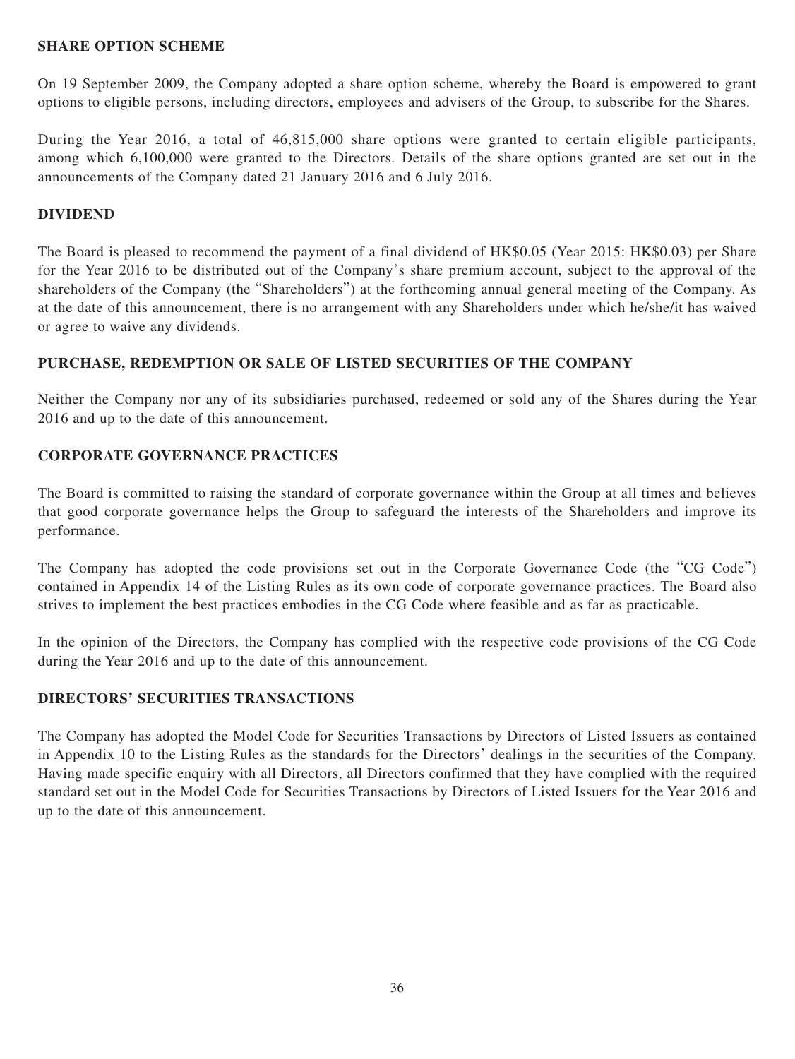## SHARE OPTION SCHEME

On 19 September 2009, the Company adopted a share option scheme, whereby the Board is empowered to grant options to eligible persons, including directors, employees and advisers of the Group, to subscribe for the Shares.

During the Year 2016, a total of 46,815,000 share options were granted to certain eligible participants, among which 6,100,000 were granted to the Directors. Details of the share options granted are set out in the announcements of the Company dated 21 January 2016 and 6 July 2016.

## DIVIDEND

The Board is pleased to recommend the payment of a final dividend of HK$0.05 (Year 2015: HK$0.03) per Share for the Year 2016 to be distributed out of the Company's share premium account, subject to the approval of the shareholders of the Company (the "Shareholders") at the forthcoming annual general meeting of the Company. As at the date of this announcement, there is no arrangement with any Shareholders under which he/she/it has waived or agree to waive any dividends.

## PURCHASE, REDEMPTION OR SALE OF LISTED SECURITIES OF THE COMPANY

Neither the Company nor any of its subsidiaries purchased, redeemed or sold any of the Shares during the Year 2016 and up to the date of this announcement.

## CORPORATE GOVERNANCE PRACTICES

The Board is committed to raising the standard of corporate governance within the Group at all times and believes that good corporate governance helps the Group to safeguard the interests of the Shareholders and improve its performance.

The Company has adopted the code provisions set out in the Corporate Governance Code (the "CG Code") contained in Appendix 14 of the Listing Rules as its own code of corporate governance practices. The Board also strives to implement the best practices embodies in the CG Code where feasible and as far as practicable.

In the opinion of the Directors, the Company has complied with the respective code provisions of the CG Code during the Year 2016 and up to the date of this announcement.

## DIRECTORS' SECURITIES TRANSACTIONS

The Company has adopted the Model Code for Securities Transactions by Directors of Listed Issuers as contained in Appendix 10 to the Listing Rules as the standards for the Directors' dealings in the securities of the Company. Having made specific enquiry with all Directors, all Directors confirmed that they have complied with the required standard set out in the Model Code for Securities Transactions by Directors of Listed Issuers for the Year 2016 and up to the date of this announcement.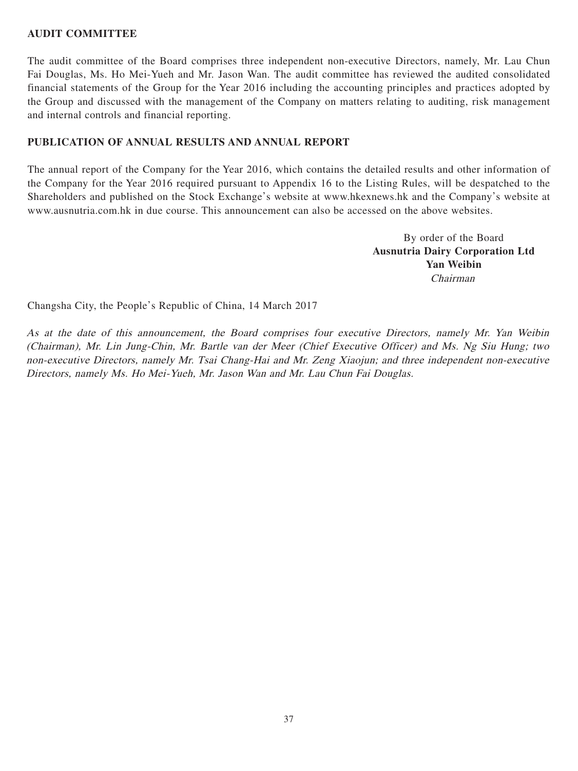## AUDIT COMMITTEE

The audit committee of the Board comprises three independent non-executive Directors, namely, Mr. Lau Chun Fai Douglas, Ms. Ho Mei-Yueh and Mr. Jason Wan. The audit committee has reviewed the audited consolidated financial statements of the Group for the Year 2016 including the accounting principles and practices adopted by the Group and discussed with the management of the Company on matters relating to auditing, risk management and internal controls and financial reporting.

## PUBLICATION OF ANNUAL RESULTS AND ANNUAL REPORT

The annual report of the Company for the Year 2016, which contains the detailed results and other information of the Company for the Year 2016 required pursuant to Appendix 16 to the Listing Rules, will be despatched to the Shareholders and published on the Stock Exchange's website at www.hkexnews.hk and the Company's website at www.ausnutria.com.hk in due course. This announcement can also be accessed on the above websites.

By order of the Board
**Ausnutria Dairy Corporation Ltd**
**Yan Weibin**
*Chairman*

Changsha City, the People's Republic of China, 14 March 2017

*As at the date of this announcement, the Board comprises four executive Directors, namely Mr. Yan Weibin (Chairman), Mr. Lin Jung-Chin, Mr. Bartle van der Meer (Chief Executive Officer) and Ms. Ng Siu Hung; two non-executive Directors, namely Mr. Tsai Chang-Hai and Mr. Zeng Xiaojun; and three independent non-executive Directors, namely Ms. Ho Mei-Yueh, Mr. Jason Wan and Mr. Lau Chun Fai Douglas.*